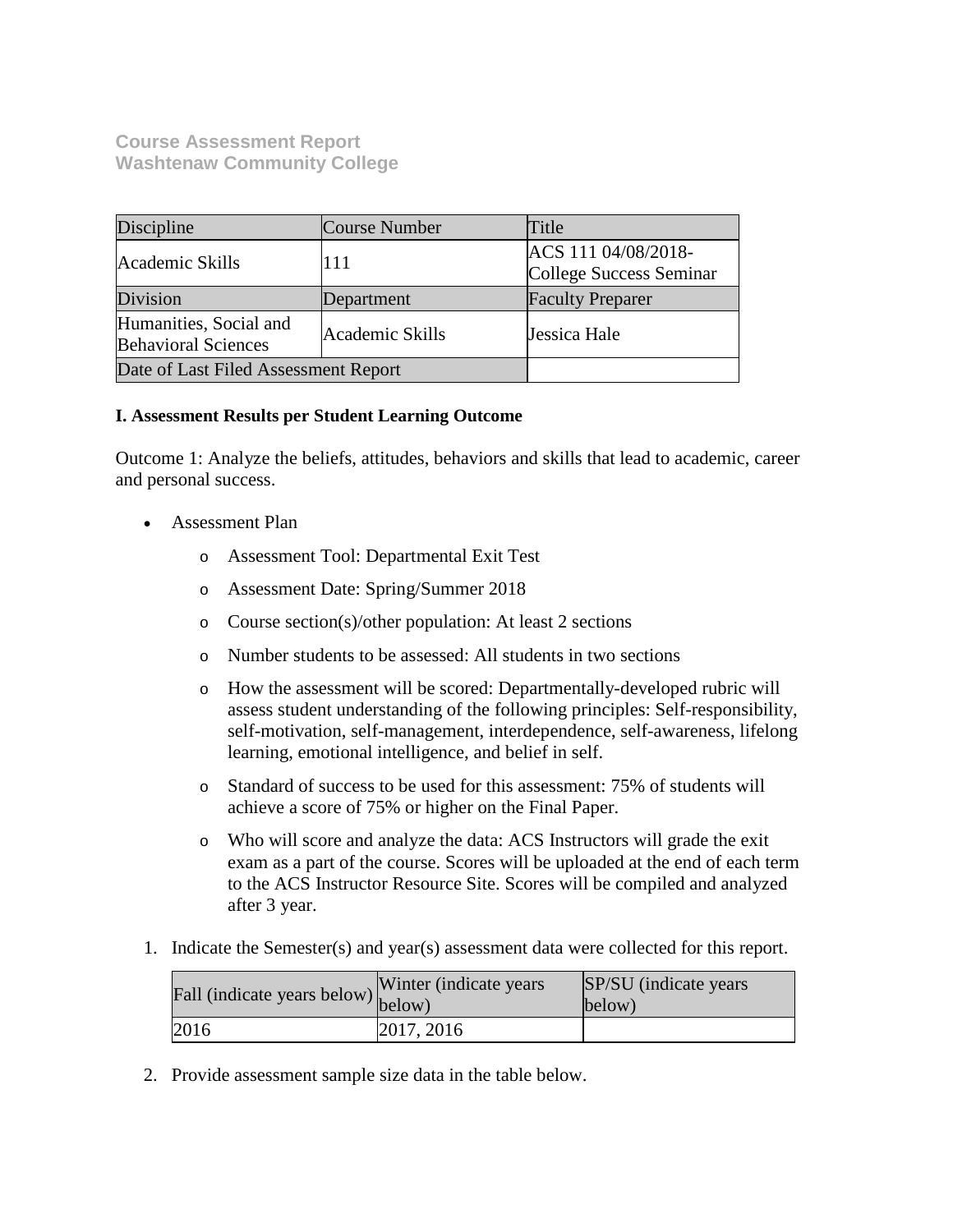**Course Assessment Report**
**Washtenaw Community College**

| Discipline | Course Number | Title |
|---|---|---|
| Academic Skills | 111 | ACS 111 04/08/2018-College Success Seminar |
| Division | Department | Faculty Preparer |
| Humanities, Social and Behavioral Sciences | Academic Skills | Jessica Hale |
| Date of Last Filed Assessment Report | | |

**I. Assessment Results per Student Learning Outcome**

Outcome 1: Analyze the beliefs, attitudes, behaviors and skills that lead to academic, career and personal success.

- Assessment Plan
    - Assessment Tool: Departmental Exit Test
    - Assessment Date: Spring/Summer 2018
    - Course section(s)/other population: At least 2 sections
    - Number students to be assessed: All students in two sections
    - How the assessment will be scored: Departmentally-developed rubric will assess student understanding of the following principles: Self-responsibility, self-motivation, self-management, interdependence, self-awareness, lifelong learning, emotional intelligence, and belief in self.
    - Standard of success to be used for this assessment: 75% of students will achieve a score of 75% or higher on the Final Paper.
    - Who will score and analyze the data: ACS Instructors will grade the exit exam as a part of the course. Scores will be uploaded at the end of each term to the ACS Instructor Resource Site. Scores will be compiled and analyzed after 3 year.

1. Indicate the Semester(s) and year(s) assessment data were collected for this report.

| Fall (indicate years below) | Winter (indicate years below) | SP/SU (indicate years below) |
|---|---|---|
| 2016 | 2017, 2016 | |

2. Provide assessment sample size data in the table below.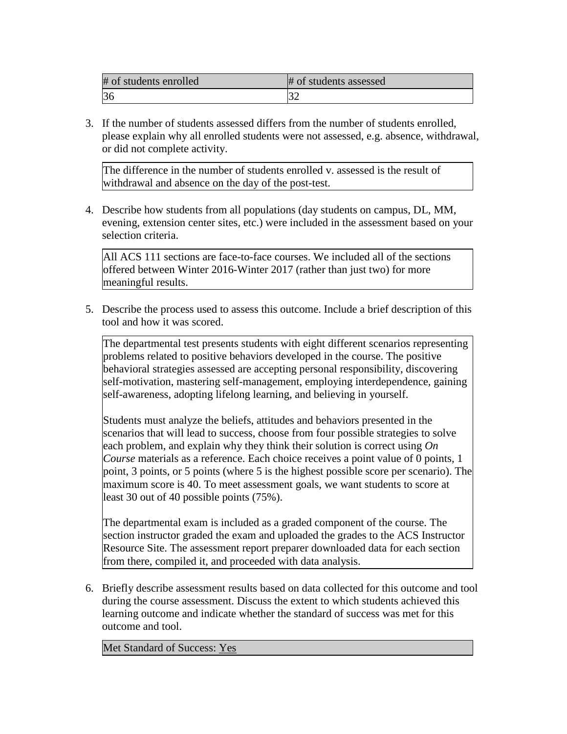| # of students enrolled | # of students assessed |
| --- | --- |
| 36 | 32 |

3. If the number of students assessed differs from the number of students enrolled, please explain why all enrolled students were not assessed, e.g. absence, withdrawal, or did not complete activity.

| The difference in the number of students enrolled v. assessed is the result of withdrawal and absence on the day of the post-test. |
| --- |

4. Describe how students from all populations (day students on campus, DL, MM, evening, extension center sites, etc.) were included in the assessment based on your selection criteria.

| All ACS 111 sections are face-to-face courses. We included all of the sections offered between Winter 2016-Winter 2017 (rather than just two) for more meaningful results. |
| --- |

5. Describe the process used to assess this outcome. Include a brief description of this tool and how it was scored.

> The departmental test presents students with eight different scenarios representing problems related to positive behaviors developed in the course. The positive behavioral strategies assessed are accepting personal responsibility, discovering self-motivation, mastering self-management, employing interdependence, gaining self-awareness, adopting lifelong learning, and believing in yourself.
>
> Students must analyze the beliefs, attitudes and behaviors presented in the scenarios that will lead to success, choose from four possible strategies to solve each problem, and explain why they think their solution is correct using *On Course* materials as a reference. Each choice receives a point value of 0 points, 1 point, 3 points, or 5 points (where 5 is the highest possible score per scenario). The maximum score is 40. To meet assessment goals, we want students to score at least 30 out of 40 possible points (75%).
>
> The departmental exam is included as a graded component of the course. The section instructor graded the exam and uploaded the grades to the ACS Instructor Resource Site. The assessment report preparer downloaded data for each section from there, compiled it, and proceeded with data analysis.

6. Briefly describe assessment results based on data collected for this outcome and tool during the course assessment. Discuss the extent to which students achieved this learning outcome and indicate whether the standard of success was met for this outcome and tool.

| Met Standard of Success: Yes |
| --- |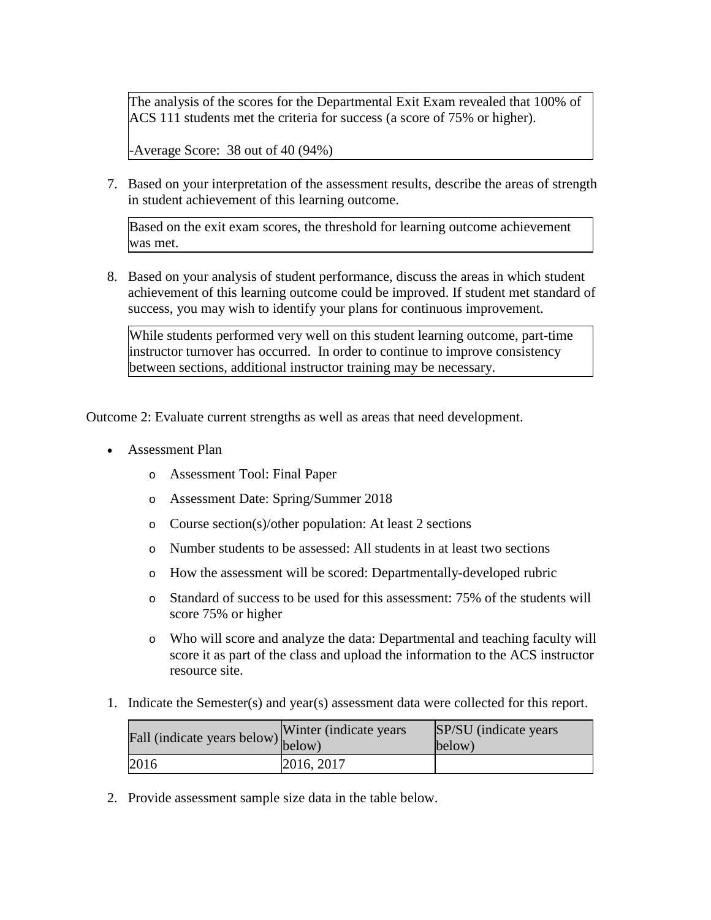The analysis of the scores for the Departmental Exit Exam revealed that 100% of ACS 111 students met the criteria for success (a score of 75% or higher).

-Average Score: 38 out of 40 (94%)

7. Based on your interpretation of the assessment results, describe the areas of strength in student achievement of this learning outcome.

Based on the exit exam scores, the threshold for learning outcome achievement was met.

8. Based on your analysis of student performance, discuss the areas in which student achievement of this learning outcome could be improved. If student met standard of success, you may wish to identify your plans for continuous improvement.

While students performed very well on this student learning outcome, part-time instructor turnover has occurred. In order to continue to improve consistency between sections, additional instructor training may be necessary.

Outcome 2: Evaluate current strengths as well as areas that need development.

- Assessment Plan
  - Assessment Tool: Final Paper
  - Assessment Date: Spring/Summer 2018
  - Course section(s)/other population: At least 2 sections
  - Number students to be assessed: All students in at least two sections
  - How the assessment will be scored: Departmentally-developed rubric
  - Standard of success to be used for this assessment: 75% of the students will score 75% or higher
  - Who will score and analyze the data: Departmental and teaching faculty will score it as part of the class and upload the information to the ACS instructor resource site.

1. Indicate the Semester(s) and year(s) assessment data were collected for this report.

| Fall (indicate years below) | Winter (indicate years below) | SP/SU (indicate years below) |
|---|---|---|
| 2016 | 2016, 2017 | |

2. Provide assessment sample size data in the table below.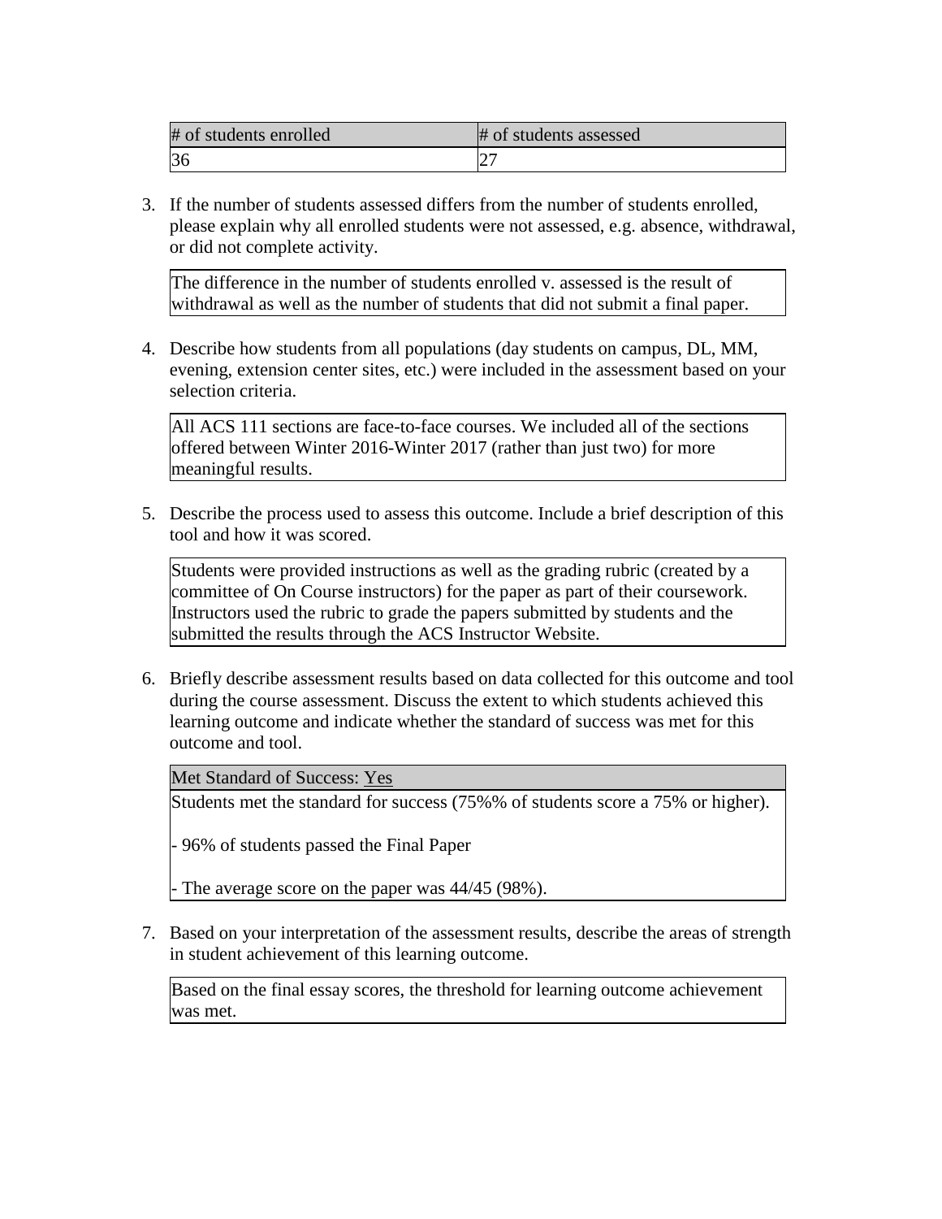| # of students enrolled | # of students assessed |
| --- | --- |
| 36 | 27 |

3. If the number of students assessed differs from the number of students enrolled, please explain why all enrolled students were not assessed, e.g. absence, withdrawal, or did not complete activity.

| The difference in the number of students enrolled v. assessed is the result of withdrawal as well as the number of students that did not submit a final paper. |
| --- |

4. Describe how students from all populations (day students on campus, DL, MM, evening, extension center sites, etc.) were included in the assessment based on your selection criteria.

| All ACS 111 sections are face-to-face courses. We included all of the sections offered between Winter 2016-Winter 2017 (rather than just two) for more meaningful results. |
| --- |

5. Describe the process used to assess this outcome. Include a brief description of this tool and how it was scored.

| Students were provided instructions as well as the grading rubric (created by a committee of On Course instructors) for the paper as part of their coursework. Instructors used the rubric to grade the papers submitted by students and the submitted the results through the ACS Instructor Website. |
| --- |

6. Briefly describe assessment results based on data collected for this outcome and tool during the course assessment. Discuss the extent to which students achieved this learning outcome and indicate whether the standard of success was met for this outcome and tool.

| Met Standard of Success: Yes |
| --- |
| Students met the standard for success (75%% of students score a 75% or higher).<br><br>- 96% of students passed the Final Paper<br><br>- The average score on the paper was 44/45 (98%). |

7. Based on your interpretation of the assessment results, describe the areas of strength in student achievement of this learning outcome.

| Based on the final essay scores, the threshold for learning outcome achievement was met. |
| --- |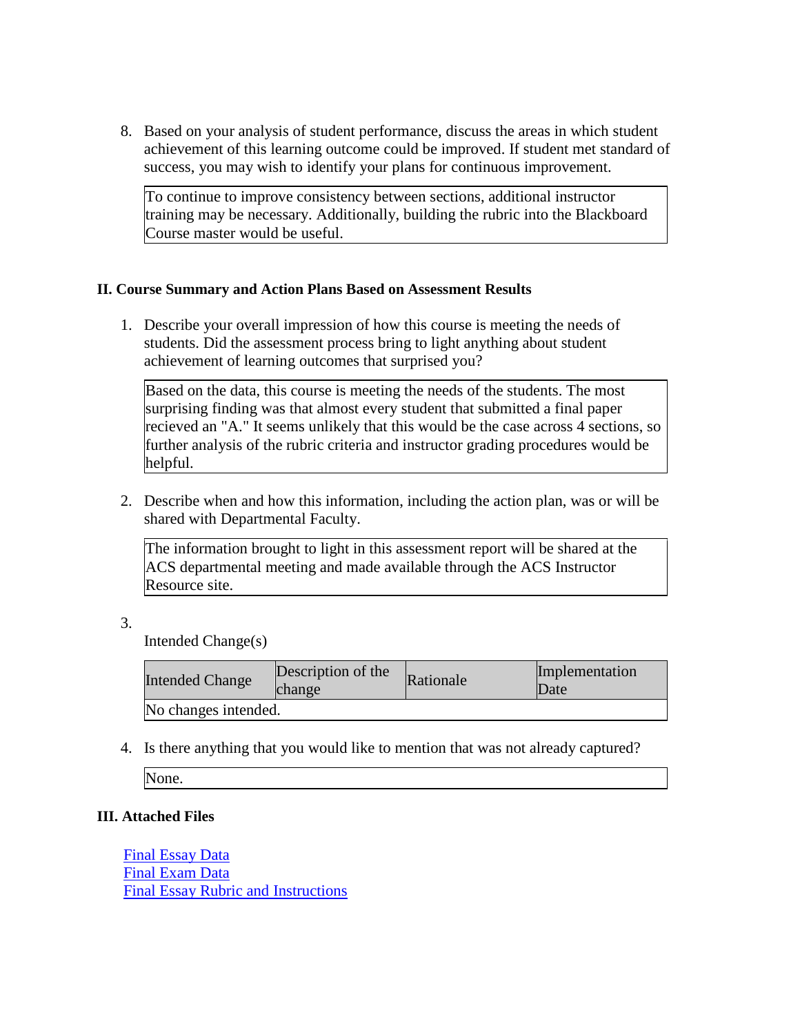8. Based on your analysis of student performance, discuss the areas in which student achievement of this learning outcome could be improved. If student met standard of success, you may wish to identify your plans for continuous improvement.

   To continue to improve consistency between sections, additional instructor training may be necessary. Additionally, building the rubric into the Blackboard Course master would be useful.

### II. Course Summary and Action Plans Based on Assessment Results

1. Describe your overall impression of how this course is meeting the needs of students. Did the assessment process bring to light anything about student achievement of learning outcomes that surprised you?

   Based on the data, this course is meeting the needs of the students. The most surprising finding was that almost every student that submitted a final paper recieved an "A." It seems unlikely that this would be the case across 4 sections, so further analysis of the rubric criteria and instructor grading procedures would be helpful.

2. Describe when and how this information, including the action plan, was or will be shared with Departmental Faculty.

   The information brought to light in this assessment report will be shared at the ACS departmental meeting and made available through the ACS Instructor Resource site.

3. Intended Change(s)

| Intended Change | Description of the change | Rationale | Implementation Date |
|---|---|---|---|
| No changes intended. | | | |

4. Is there anything that you would like to mention that was not already captured?

   None.

### III. Attached Files

Final Essay Data
Final Exam Data
Final Essay Rubric and Instructions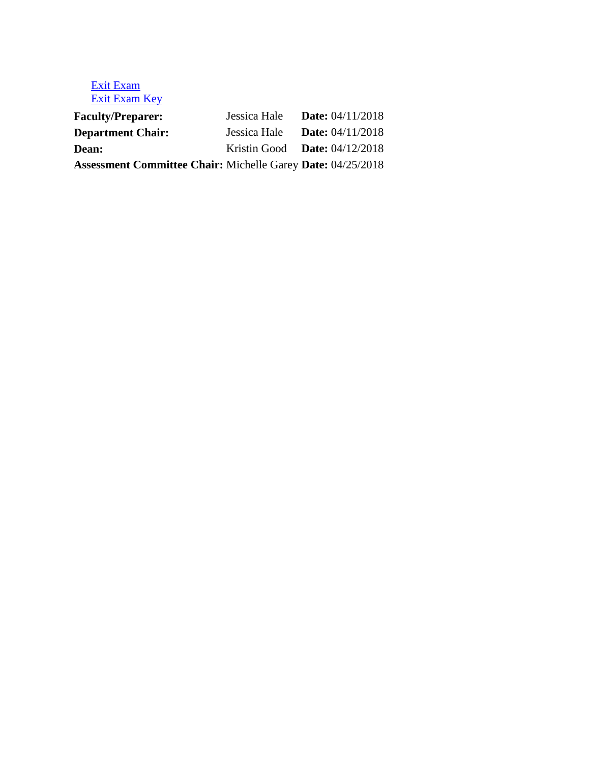[Exit Exam](#)
[Exit Exam Key](#)

| | | |
|---|---|---|
| **Faculty/Preparer:** | Jessica Hale | **Date:** 04/11/2018 |
| **Department Chair:** | Jessica Hale | **Date:** 04/11/2018 |
| **Dean:** | Kristin Good | **Date:** 04/12/2018 |
| **Assessment Committee Chair:** | Michelle Garey | **Date:** 04/25/2018 |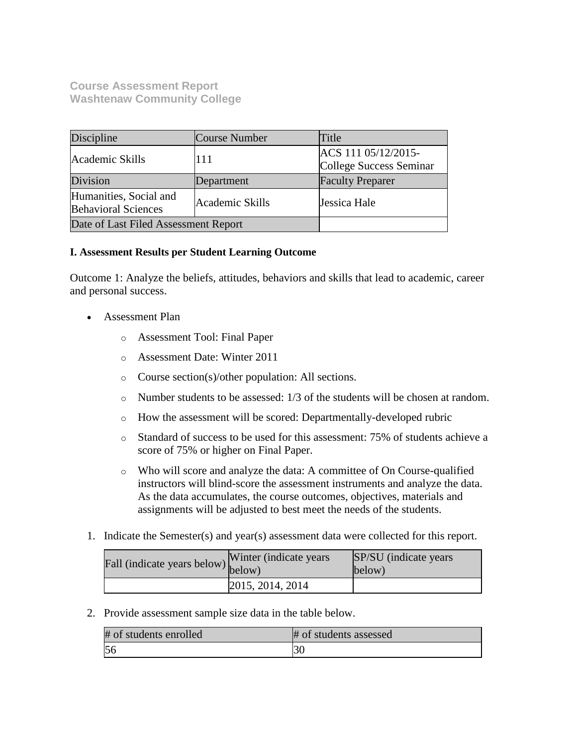**Course Assessment Report**
**Washtenaw Community College**

| Discipline | Course Number | Title |
| --- | --- | --- |
| Academic Skills | 111 | ACS 111 05/12/2015-College Success Seminar |
| Division | Department | Faculty Preparer |
| Humanities, Social and Behavioral Sciences | Academic Skills | Jessica Hale |
| Date of Last Filed Assessment Report | | |

**I. Assessment Results per Student Learning Outcome**

Outcome 1: Analyze the beliefs, attitudes, behaviors and skills that lead to academic, career and personal success.

- Assessment Plan
  - Assessment Tool: Final Paper
  - Assessment Date: Winter 2011
  - Course section(s)/other population: All sections.
  - Number students to be assessed: 1/3 of the students will be chosen at random.
  - How the assessment will be scored: Departmentally-developed rubric
  - Standard of success to be used for this assessment: 75% of students achieve a score of 75% or higher on Final Paper.
  - Who will score and analyze the data: A committee of On Course-qualified instructors will blind-score the assessment instruments and analyze the data. As the data accumulates, the course outcomes, objectives, materials and assignments will be adjusted to best meet the needs of the students.

1. Indicate the Semester(s) and year(s) assessment data were collected for this report.

| Fall (indicate years below) | Winter (indicate years below) | SP/SU (indicate years below) |
| --- | --- | --- |
| | 2015, 2014, 2014 | |

2. Provide assessment sample size data in the table below.

| # of students enrolled | # of students assessed |
| --- | --- |
| 56 | 30 |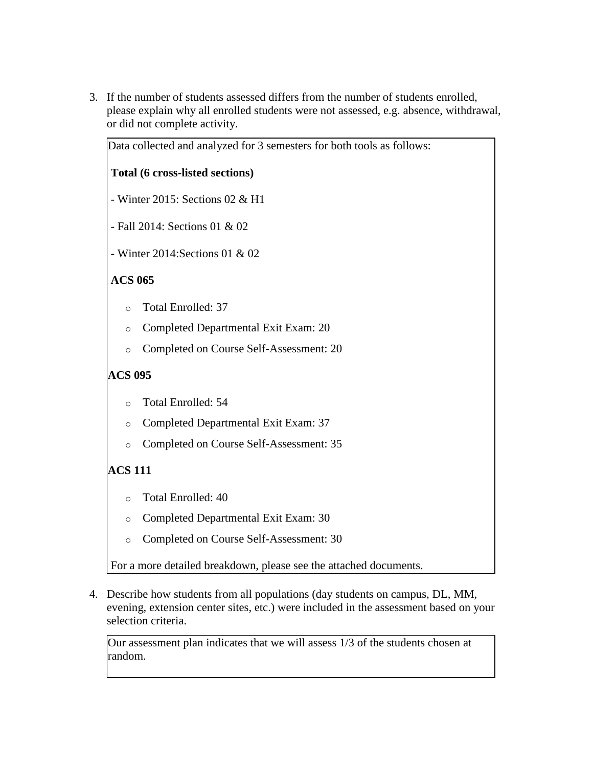3. If the number of students assessed differs from the number of students enrolled, please explain why all enrolled students were not assessed, e.g. absence, withdrawal, or did not complete activity.

Data collected and analyzed for 3 semesters for both tools as follows:

**Total (6 cross-listed sections)**

- Winter 2015: Sections 02 & H1

- Fall 2014: Sections 01 & 02

- Winter 2014:Sections 01 & 02

**ACS 065**

- Total Enrolled: 37
- Completed Departmental Exit Exam: 20
- Completed on Course Self-Assessment: 20

**ACS 095**

- Total Enrolled: 54
- Completed Departmental Exit Exam: 37
- Completed on Course Self-Assessment: 35

**ACS 111**

- Total Enrolled: 40
- Completed Departmental Exit Exam: 30
- Completed on Course Self-Assessment: 30

For a more detailed breakdown, please see the attached documents.

4. Describe how students from all populations (day students on campus, DL, MM, evening, extension center sites, etc.) were included in the assessment based on your selection criteria.

Our assessment plan indicates that we will assess 1/3 of the students chosen at random.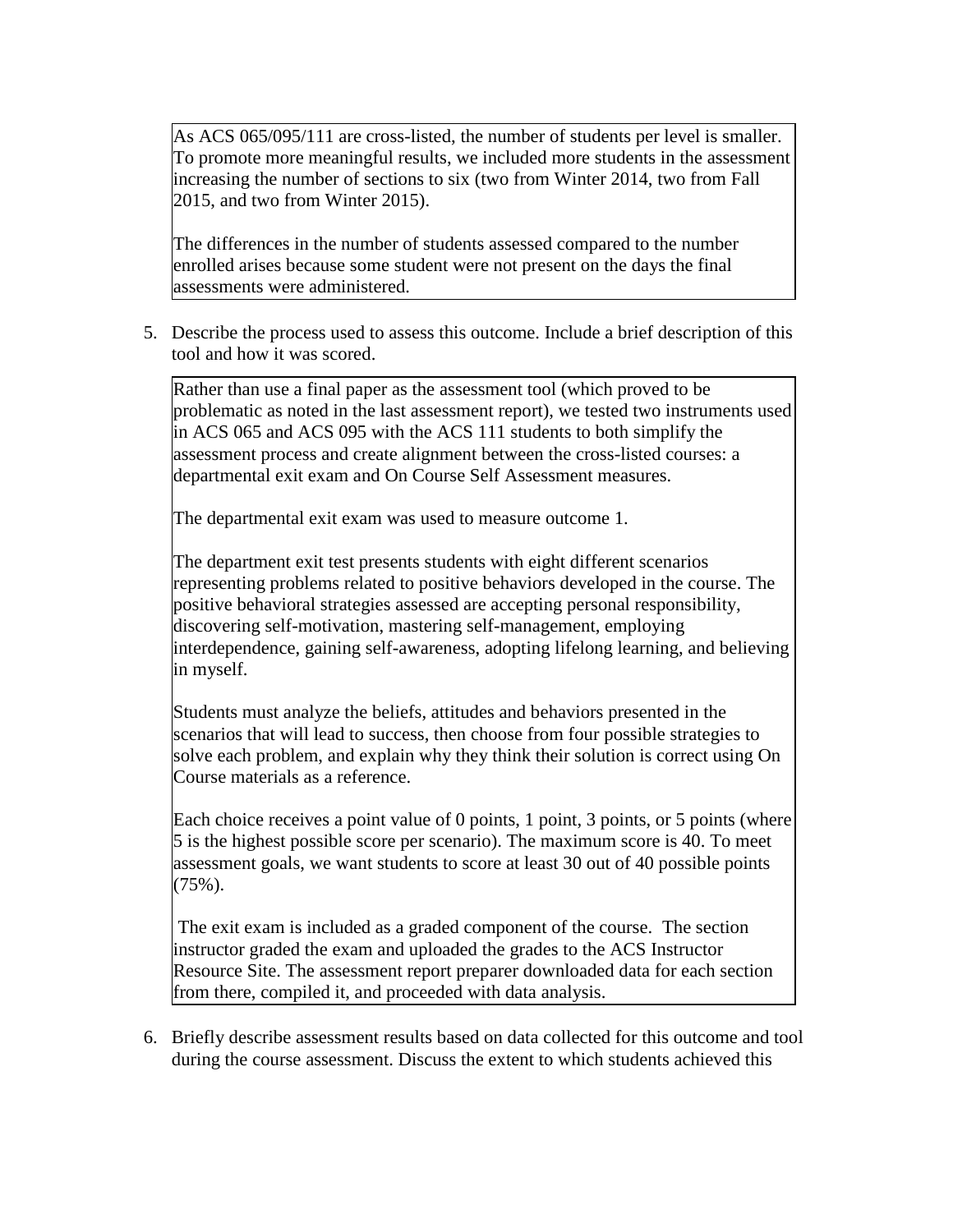As ACS 065/095/111 are cross-listed, the number of students per level is smaller. To promote more meaningful results, we included more students in the assessment increasing the number of sections to six (two from Winter 2014, two from Fall 2015, and two from Winter 2015).

The differences in the number of students assessed compared to the number enrolled arises because some student were not present on the days the final assessments were administered.

5. Describe the process used to assess this outcome. Include a brief description of this tool and how it was scored.

Rather than use a final paper as the assessment tool (which proved to be problematic as noted in the last assessment report), we tested two instruments used in ACS 065 and ACS 095 with the ACS 111 students to both simplify the assessment process and create alignment between the cross-listed courses: a departmental exit exam and On Course Self Assessment measures.

The departmental exit exam was used to measure outcome 1.

The department exit test presents students with eight different scenarios representing problems related to positive behaviors developed in the course. The positive behavioral strategies assessed are accepting personal responsibility, discovering self-motivation, mastering self-management, employing interdependence, gaining self-awareness, adopting lifelong learning, and believing in myself.

Students must analyze the beliefs, attitudes and behaviors presented in the scenarios that will lead to success, then choose from four possible strategies to solve each problem, and explain why they think their solution is correct using On Course materials as a reference.

Each choice receives a point value of 0 points, 1 point, 3 points, or 5 points (where 5 is the highest possible score per scenario). The maximum score is 40. To meet assessment goals, we want students to score at least 30 out of 40 possible points (75%).

The exit exam is included as a graded component of the course. The section instructor graded the exam and uploaded the grades to the ACS Instructor Resource Site. The assessment report preparer downloaded data for each section from there, compiled it, and proceeded with data analysis.

6. Briefly describe assessment results based on data collected for this outcome and tool during the course assessment. Discuss the extent to which students achieved this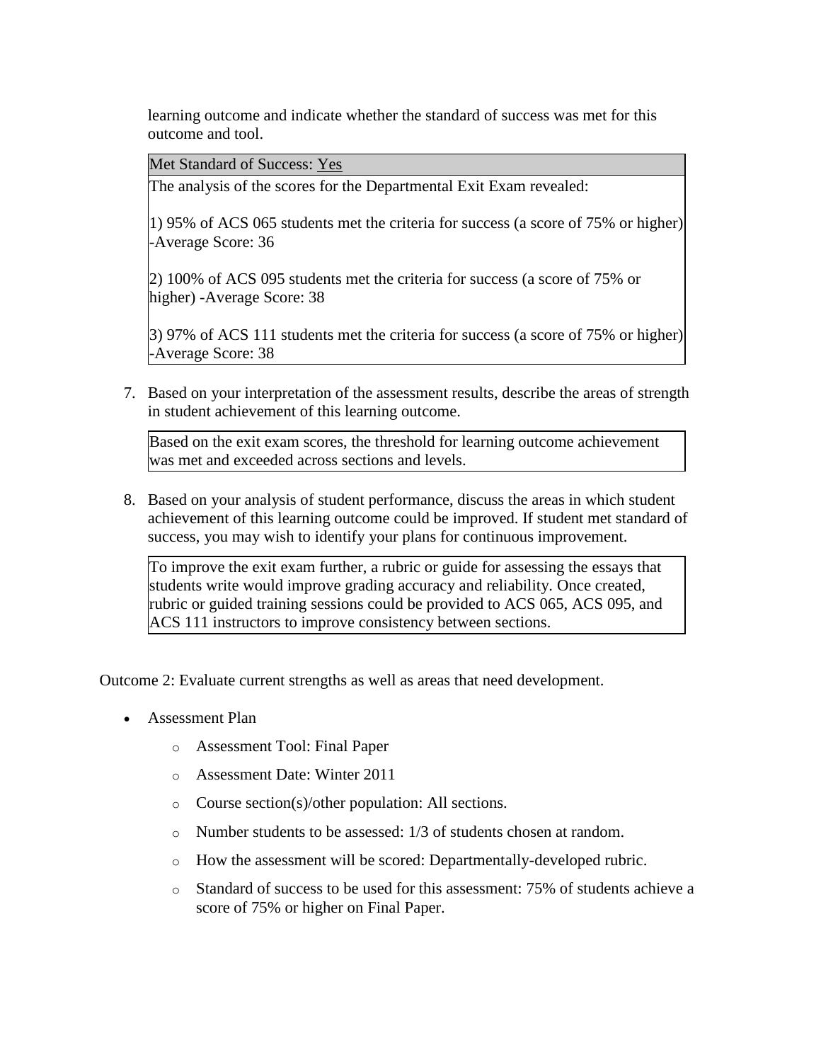learning outcome and indicate whether the standard of success was met for this outcome and tool.

| Met Standard of Success: Yes |
|---|
| The analysis of the scores for the Departmental Exit Exam revealed:<br><br>1) 95% of ACS 065 students met the criteria for success (a score of 75% or higher) -Average Score: 36<br><br>2) 100% of ACS 095 students met the criteria for success (a score of 75% or higher) -Average Score: 38<br><br>3) 97% of ACS 111 students met the criteria for success (a score of 75% or higher) -Average Score: 38 |

7. Based on your interpretation of the assessment results, describe the areas of strength in student achievement of this learning outcome.

| Based on the exit exam scores, the threshold for learning outcome achievement was met and exceeded across sections and levels. |
|---|

8. Based on your analysis of student performance, discuss the areas in which student achievement of this learning outcome could be improved. If student met standard of success, you may wish to identify your plans for continuous improvement.

| To improve the exit exam further, a rubric or guide for assessing the essays that students write would improve grading accuracy and reliability. Once created, rubric or guided training sessions could be provided to ACS 065, ACS 095, and ACS 111 instructors to improve consistency between sections. |
|---|

Outcome 2: Evaluate current strengths as well as areas that need development.

- Assessment Plan
  - Assessment Tool: Final Paper
  - Assessment Date: Winter 2011
  - Course section(s)/other population: All sections.
  - Number students to be assessed: 1/3 of students chosen at random.
  - How the assessment will be scored: Departmentally-developed rubric.
  - Standard of success to be used for this assessment: 75% of students achieve a score of 75% or higher on Final Paper.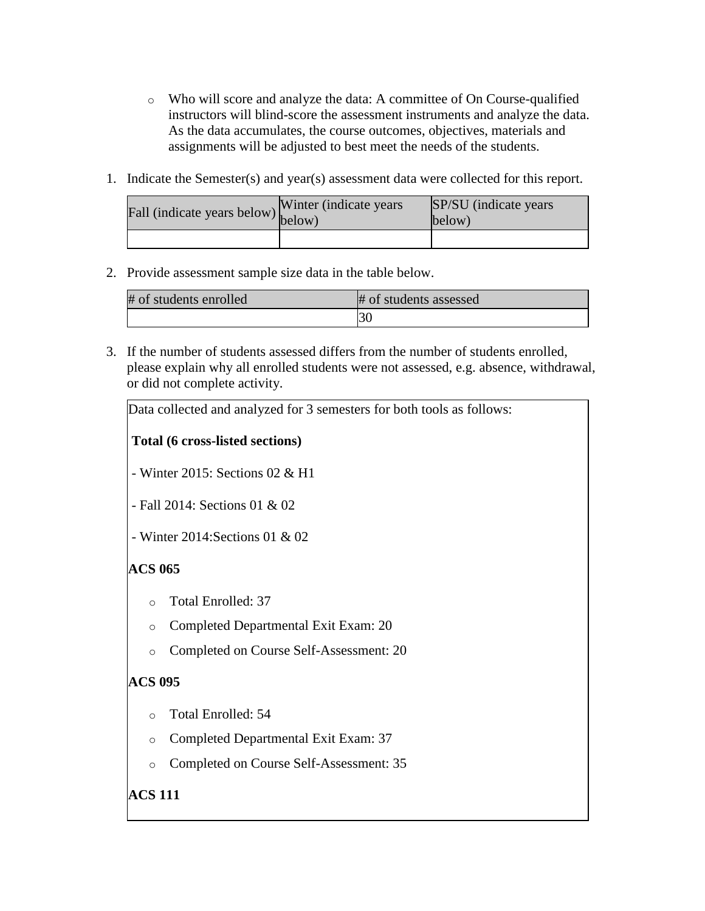- Who will score and analyze the data: A committee of On Course-qualified instructors will blind-score the assessment instruments and analyze the data. As the data accumulates, the course outcomes, objectives, materials and assignments will be adjusted to best meet the needs of the students.

1. Indicate the Semester(s) and year(s) assessment data were collected for this report.

| Fall (indicate years below) | Winter (indicate years below) | SP/SU (indicate years below) |
| --- | --- | --- |
| | | |

2. Provide assessment sample size data in the table below.

| # of students enrolled | # of students assessed |
| --- | --- |
| | 30 |

3. If the number of students assessed differs from the number of students enrolled, please explain why all enrolled students were not assessed, e.g. absence, withdrawal, or did not complete activity.

Data collected and analyzed for 3 semesters for both tools as follows:

**Total (6 cross-listed sections)**

- Winter 2015: Sections 02 & H1
- Fall 2014: Sections 01 & 02
- Winter 2014:Sections 01 & 02

**ACS 065**

- Total Enrolled: 37
- Completed Departmental Exit Exam: 20
- Completed on Course Self-Assessment: 20

**ACS 095**

- Total Enrolled: 54
- Completed Departmental Exit Exam: 37
- Completed on Course Self-Assessment: 35

**ACS 111**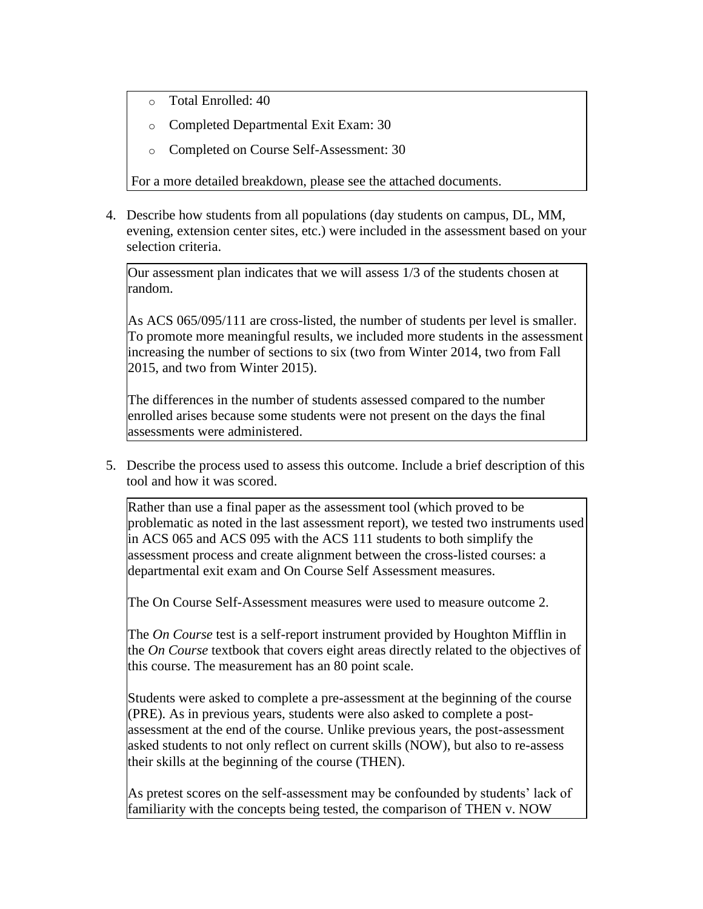- Total Enrolled: 40
- Completed Departmental Exit Exam: 30
- Completed on Course Self-Assessment: 30

For a more detailed breakdown, please see the attached documents.

4. Describe how students from all populations (day students on campus, DL, MM, evening, extension center sites, etc.) were included in the assessment based on your selection criteria.

Our assessment plan indicates that we will assess 1/3 of the students chosen at random.

As ACS 065/095/111 are cross-listed, the number of students per level is smaller. To promote more meaningful results, we included more students in the assessment increasing the number of sections to six (two from Winter 2014, two from Fall 2015, and two from Winter 2015).

The differences in the number of students assessed compared to the number enrolled arises because some students were not present on the days the final assessments were administered.

5. Describe the process used to assess this outcome. Include a brief description of this tool and how it was scored.

Rather than use a final paper as the assessment tool (which proved to be problematic as noted in the last assessment report), we tested two instruments used in ACS 065 and ACS 095 with the ACS 111 students to both simplify the assessment process and create alignment between the cross-listed courses: a departmental exit exam and On Course Self Assessment measures.

The On Course Self-Assessment measures were used to measure outcome 2.

The *On Course* test is a self-report instrument provided by Houghton Mifflin in the *On Course* textbook that covers eight areas directly related to the objectives of this course. The measurement has an 80 point scale.

Students were asked to complete a pre-assessment at the beginning of the course (PRE). As in previous years, students were also asked to complete a post-assessment at the end of the course. Unlike previous years, the post-assessment asked students to not only reflect on current skills (NOW), but also to re-assess their skills at the beginning of the course (THEN).

As pretest scores on the self-assessment may be confounded by students' lack of familiarity with the concepts being tested, the comparison of THEN v. NOW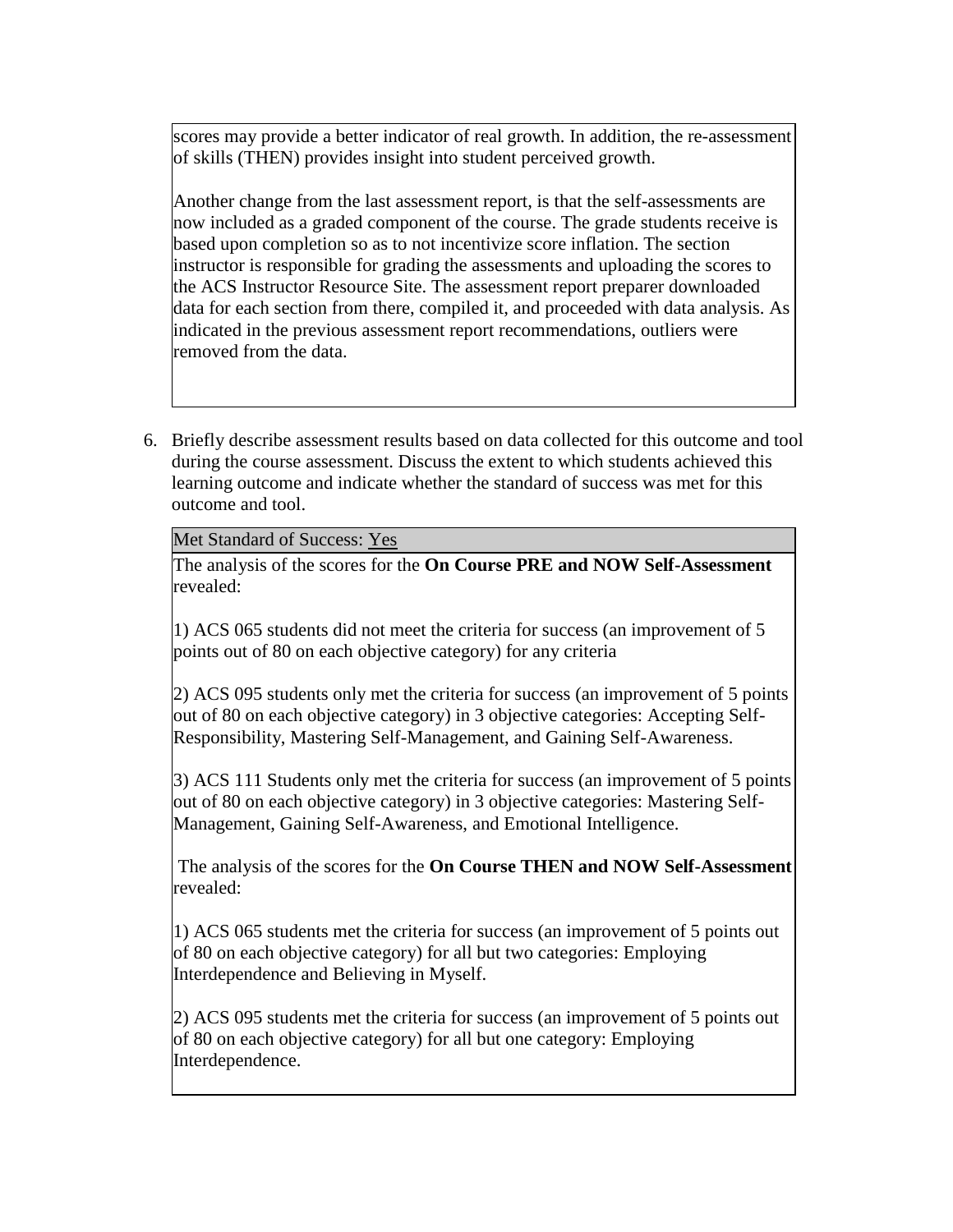scores may provide a better indicator of real growth. In addition, the re-assessment of skills (THEN) provides insight into student perceived growth.

Another change from the last assessment report, is that the self-assessments are now included as a graded component of the course. The grade students receive is based upon completion so as to not incentivize score inflation. The section instructor is responsible for grading the assessments and uploading the scores to the ACS Instructor Resource Site. The assessment report preparer downloaded data for each section from there, compiled it, and proceeded with data analysis. As indicated in the previous assessment report recommendations, outliers were removed from the data.

6. Briefly describe assessment results based on data collected for this outcome and tool during the course assessment. Discuss the extent to which students achieved this learning outcome and indicate whether the standard of success was met for this outcome and tool.

Met Standard of Success: Yes

The analysis of the scores for the **On Course PRE and NOW Self-Assessment** revealed:

1) ACS 065 students did not meet the criteria for success (an improvement of 5 points out of 80 on each objective category) for any criteria

2) ACS 095 students only met the criteria for success (an improvement of 5 points out of 80 on each objective category) in 3 objective categories: Accepting Self-Responsibility, Mastering Self-Management, and Gaining Self-Awareness.

3) ACS 111 Students only met the criteria for success (an improvement of 5 points out of 80 on each objective category) in 3 objective categories: Mastering Self-Management, Gaining Self-Awareness, and Emotional Intelligence.

The analysis of the scores for the **On Course THEN and NOW Self-Assessment** revealed:

1) ACS 065 students met the criteria for success (an improvement of 5 points out of 80 on each objective category) for all but two categories: Employing Interdependence and Believing in Myself.

2) ACS 095 students met the criteria for success (an improvement of 5 points out of 80 on each objective category) for all but one category: Employing Interdependence.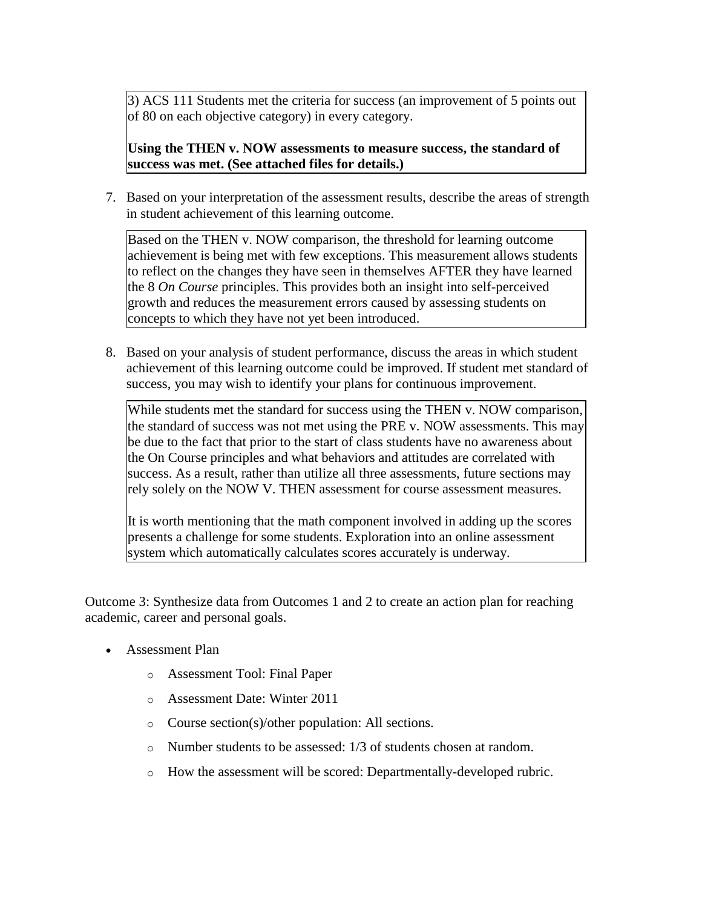3) ACS 111 Students met the criteria for success (an improvement of 5 points out of 80 on each objective category) in every category.

**Using the THEN v. NOW assessments to measure success, the standard of success was met. (See attached files for details.)**

7. Based on your interpretation of the assessment results, describe the areas of strength in student achievement of this learning outcome.

Based on the THEN v. NOW comparison, the threshold for learning outcome achievement is being met with few exceptions. This measurement allows students to reflect on the changes they have seen in themselves AFTER they have learned the 8 *On Course* principles. This provides both an insight into self-perceived growth and reduces the measurement errors caused by assessing students on concepts to which they have not yet been introduced.

8. Based on your analysis of student performance, discuss the areas in which student achievement of this learning outcome could be improved. If student met standard of success, you may wish to identify your plans for continuous improvement.

While students met the standard for success using the THEN v. NOW comparison, the standard of success was not met using the PRE v. NOW assessments. This may be due to the fact that prior to the start of class students have no awareness about the On Course principles and what behaviors and attitudes are correlated with success. As a result, rather than utilize all three assessments, future sections may rely solely on the NOW V. THEN assessment for course assessment measures.

It is worth mentioning that the math component involved in adding up the scores presents a challenge for some students. Exploration into an online assessment system which automatically calculates scores accurately is underway.

Outcome 3: Synthesize data from Outcomes 1 and 2 to create an action plan for reaching academic, career and personal goals.

- Assessment Plan
  - Assessment Tool: Final Paper
  - Assessment Date: Winter 2011
  - Course section(s)/other population: All sections.
  - Number students to be assessed: 1/3 of students chosen at random.
  - How the assessment will be scored: Departmentally-developed rubric.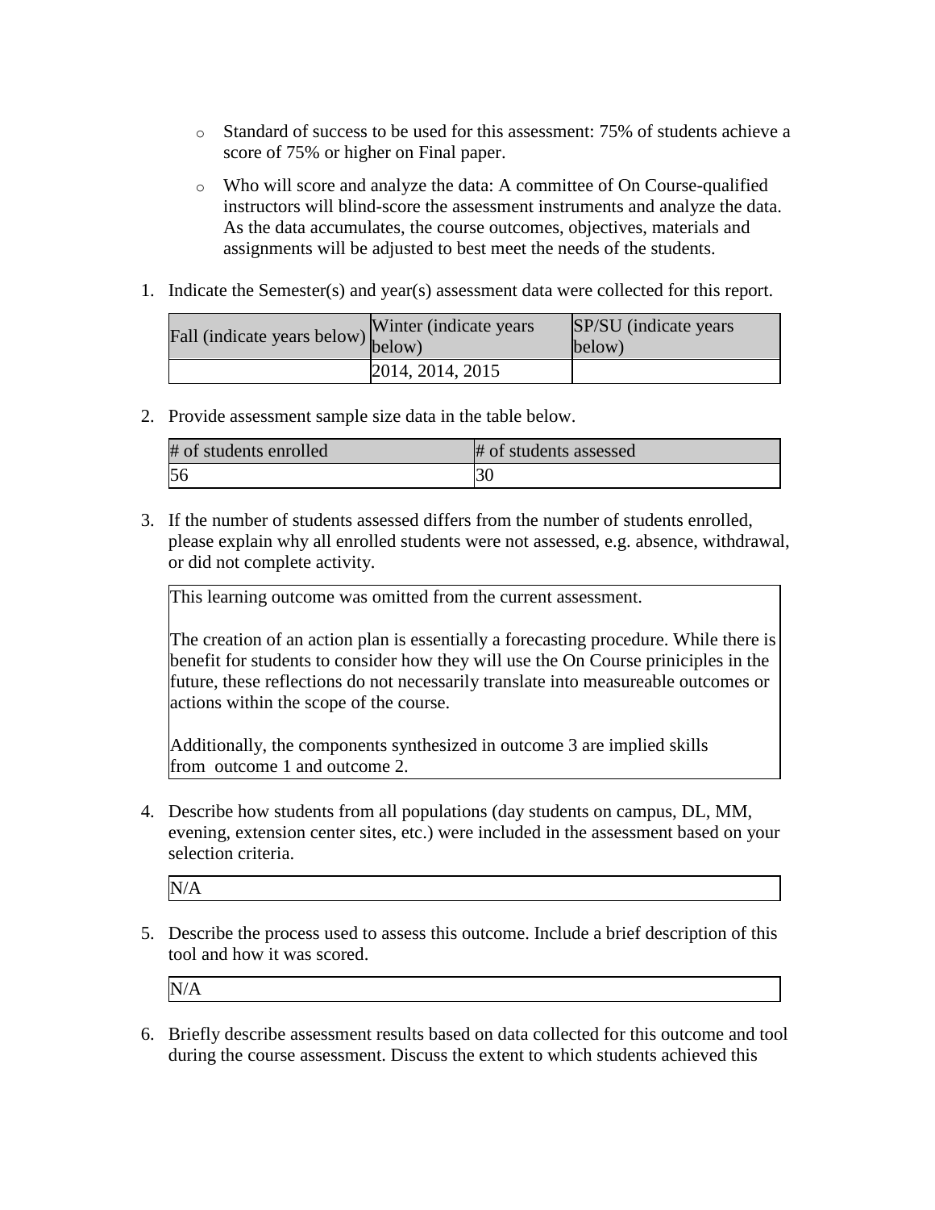- Standard of success to be used for this assessment: 75% of students achieve a score of 75% or higher on Final paper.
- Who will score and analyze the data: A committee of On Course-qualified instructors will blind-score the assessment instruments and analyze the data. As the data accumulates, the course outcomes, objectives, materials and assignments will be adjusted to best meet the needs of the students.

1. Indicate the Semester(s) and year(s) assessment data were collected for this report.

| Fall (indicate years below) | Winter (indicate years below) | SP/SU (indicate years below) |
| --- | --- | --- |
| | 2014, 2014, 2015 | |

2. Provide assessment sample size data in the table below.

| # of students enrolled | # of students assessed |
| --- | --- |
| 56 | 30 |

3. If the number of students assessed differs from the number of students enrolled, please explain why all enrolled students were not assessed, e.g. absence, withdrawal, or did not complete activity.

   This learning outcome was omitted from the current assessment.

   The creation of an action plan is essentially a forecasting procedure. While there is benefit for students to consider how they will use the On Course priniciples in the future, these reflections do not necessarily translate into measureable outcomes or actions within the scope of the course.

   Additionally, the components synthesized in outcome 3 are implied skills from outcome 1 and outcome 2.

4. Describe how students from all populations (day students on campus, DL, MM, evening, extension center sites, etc.) were included in the assessment based on your selection criteria.

   N/A

5. Describe the process used to assess this outcome. Include a brief description of this tool and how it was scored.

   N/A

6. Briefly describe assessment results based on data collected for this outcome and tool during the course assessment. Discuss the extent to which students achieved this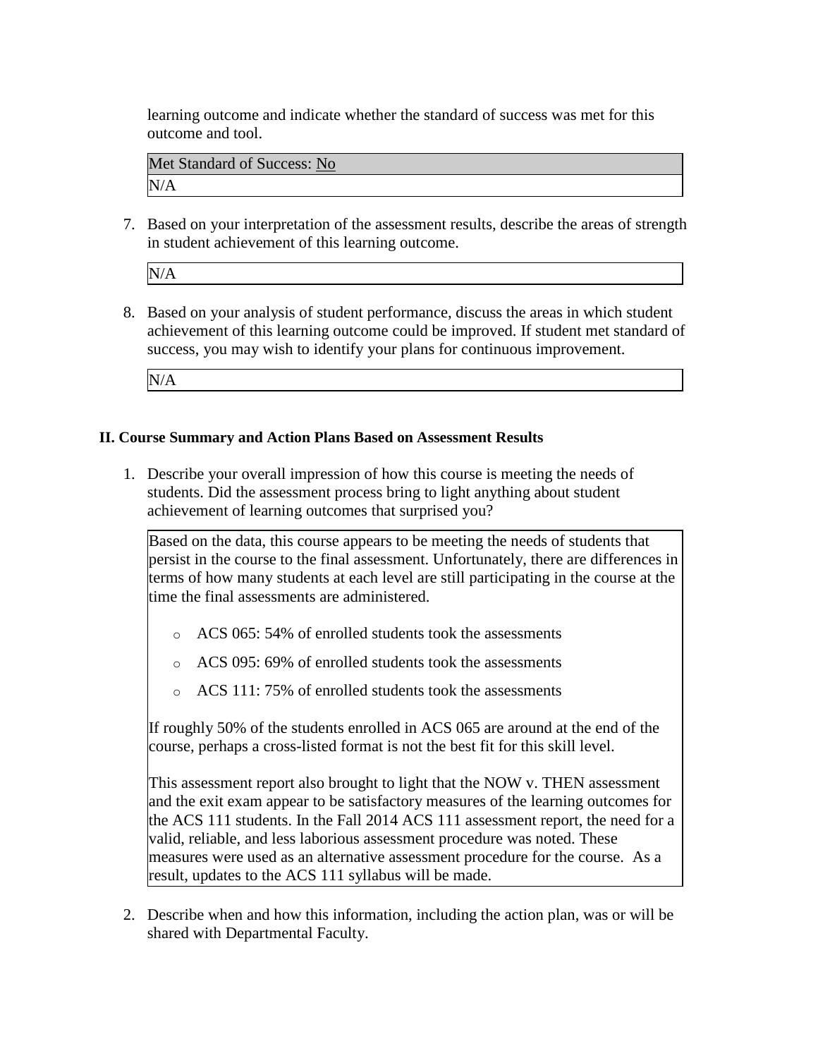learning outcome and indicate whether the standard of success was met for this outcome and tool.

| Met Standard of Success: No |
| --- |
| N/A |

7. Based on your interpretation of the assessment results, describe the areas of strength in student achievement of this learning outcome.

| N/A |
| --- |

8. Based on your analysis of student performance, discuss the areas in which student achievement of this learning outcome could be improved. If student met standard of success, you may wish to identify your plans for continuous improvement.

| N/A |
| --- |

### II. Course Summary and Action Plans Based on Assessment Results

1. Describe your overall impression of how this course is meeting the needs of students. Did the assessment process bring to light anything about student achievement of learning outcomes that surprised you?

Based on the data, this course appears to be meeting the needs of students that persist in the course to the final assessment. Unfortunately, there are differences in terms of how many students at each level are still participating in the course at the time the final assessments are administered.

- ACS 065: 54% of enrolled students took the assessments
- ACS 095: 69% of enrolled students took the assessments
- ACS 111: 75% of enrolled students took the assessments

If roughly 50% of the students enrolled in ACS 065 are around at the end of the course, perhaps a cross-listed format is not the best fit for this skill level.

This assessment report also brought to light that the NOW v. THEN assessment and the exit exam appear to be satisfactory measures of the learning outcomes for the ACS 111 students. In the Fall 2014 ACS 111 assessment report, the need for a valid, reliable, and less laborious assessment procedure was noted. These measures were used as an alternative assessment procedure for the course. As a result, updates to the ACS 111 syllabus will be made.

2. Describe when and how this information, including the action plan, was or will be shared with Departmental Faculty.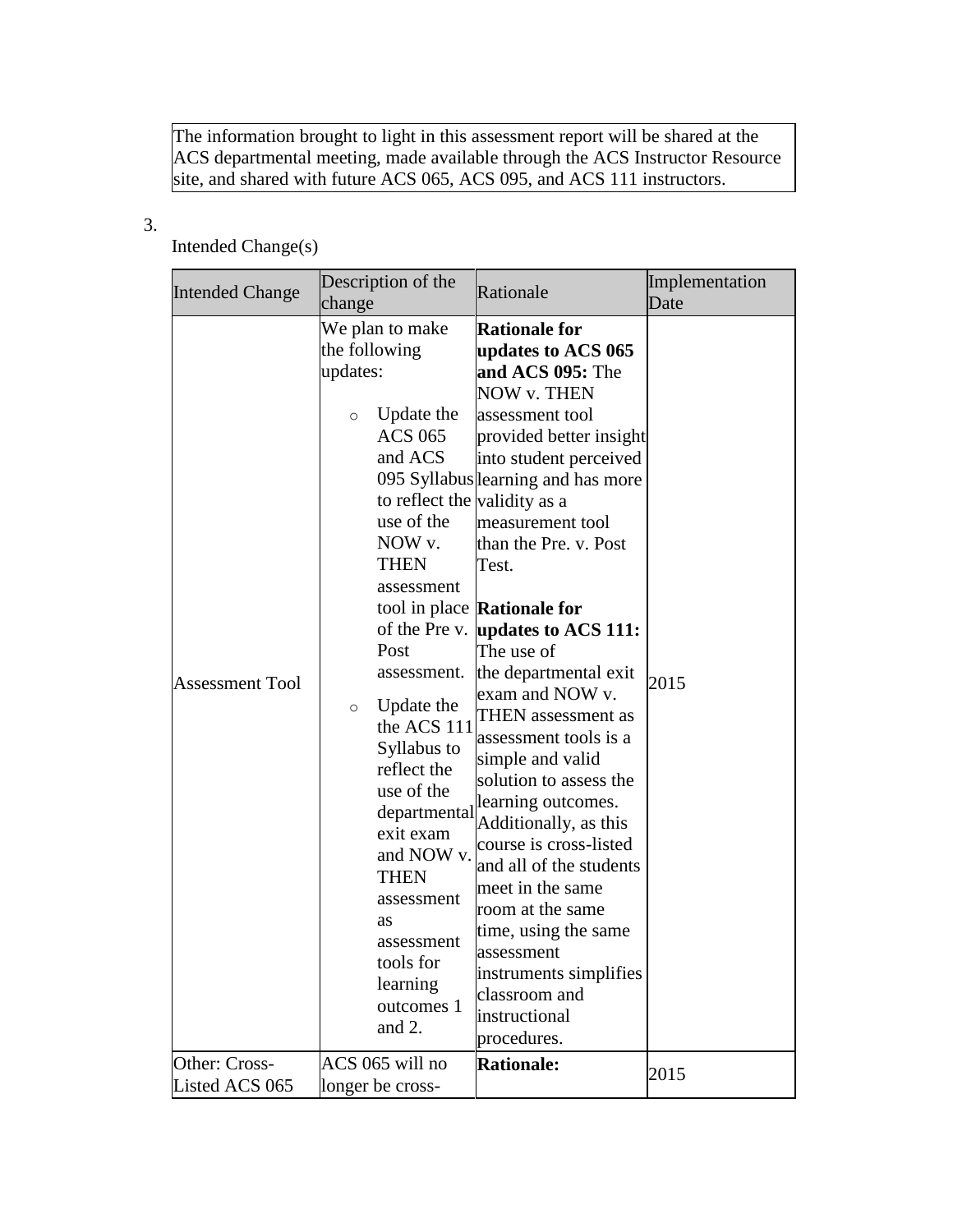| The information brought to light in this assessment report will be shared at the ACS departmental meeting, made available through the ACS Instructor Resource site, and shared with future ACS 065, ACS 095, and ACS 111 instructors. |
|---|

3. Intended Change(s)

| Intended Change | Description of the change | Rationale | Implementation Date |
|---|---|---|---|
| Assessment Tool | We plan to make the following updates:<br>◦ Update the ACS 065 and ACS 095 Syllabus to reflect the use of the NOW v. THEN assessment tool in place of the Pre v. Post assessment.<br>◦ Update the the ACS 111 Syllabus to reflect the use of the departmental exit exam and NOW v. THEN assessment as assessment tools for learning outcomes 1 and 2. | **Rationale for updates to ACS 065 and ACS 095:** The NOW v. THEN assessment tool provided better insight into student perceived learning and has more validity as a measurement tool than the Pre. v. Post Test.<br><br>**Rationale for updates to ACS 111:** The use of the departmental exit exam and NOW v. THEN assessment as assessment tools is a simple and valid solution to assess the learning outcomes. Additionally, as this course is cross-listed and all of the students meet in the same room at the same time, using the same assessment instruments simplifies classroom and instructional procedures. | 2015 |
| Other: Cross-Listed ACS 065 | ACS 065 will no longer be cross- | **Rationale:** | 2015 |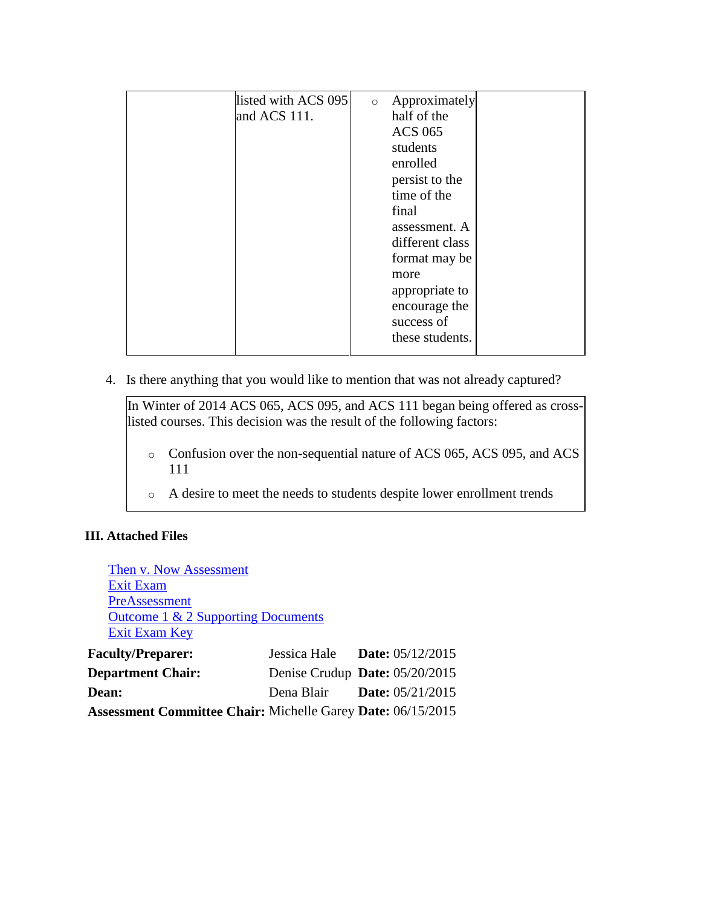|  | listed with ACS 095 and ACS 111. | ○ Approximately half of the ACS 065 students enrolled persist to the time of the final assessment. A different class format may be more appropriate to encourage the success of these students. |  |
|---|---|---|---|

4. Is there anything that you would like to mention that was not already captured?

In Winter of 2014 ACS 065, ACS 095, and ACS 111 began being offered as cross-listed courses. This decision was the result of the following factors:

- Confusion over the non-sequential nature of ACS 065, ACS 095, and ACS 111
- A desire to meet the needs to students despite lower enrollment trends

### III. Attached Files

Then v. Now Assessment
Exit Exam
PreAssessment
Outcome 1 & 2 Supporting Documents
Exit Exam Key

| | | |
|---|---|---|
| **Faculty/Preparer:** | Jessica Hale | **Date:** 05/12/2015 |
| **Department Chair:** | Denise Crudup | **Date:** 05/20/2015 |
| **Dean:** | Dena Blair | **Date:** 05/21/2015 |
| **Assessment Committee Chair:** | Michelle Garey | **Date:** 06/15/2015 |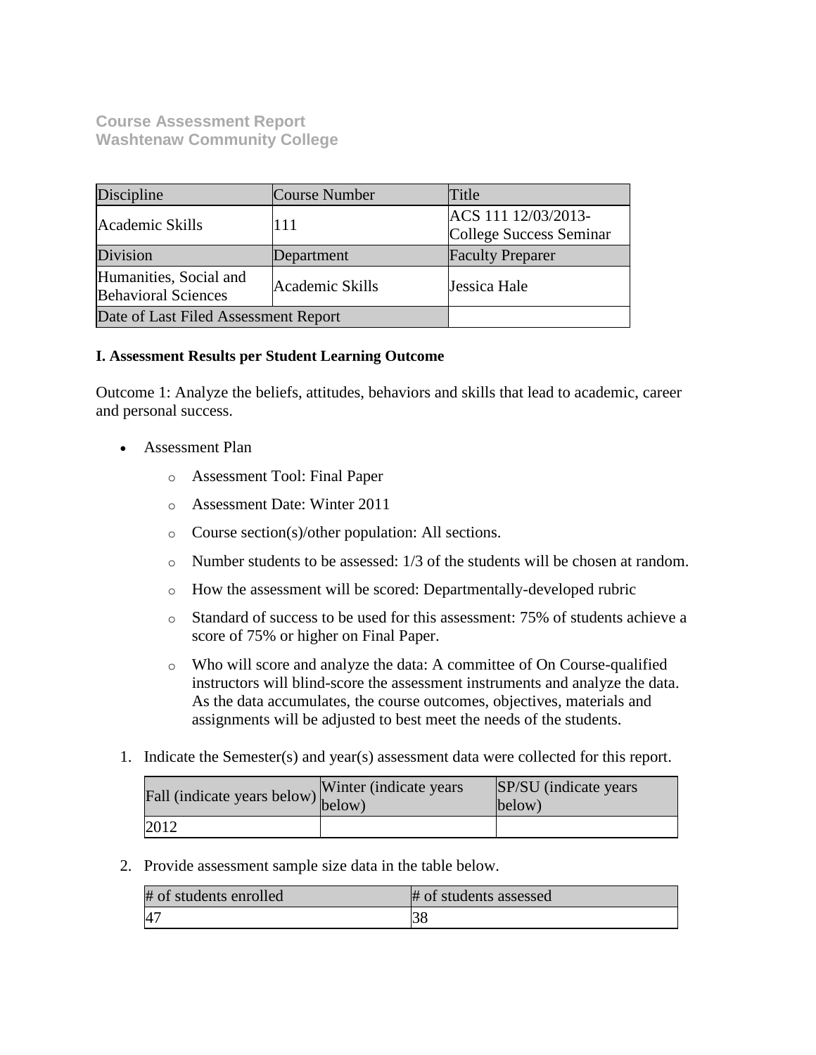**Course Assessment Report**
**Washtenaw Community College**

| Discipline | Course Number | Title |
| --- | --- | --- |
| Academic Skills | 111 | ACS 111 12/03/2013-College Success Seminar |
| Division | Department | Faculty Preparer |
| Humanities, Social and Behavioral Sciences | Academic Skills | Jessica Hale |
| Date of Last Filed Assessment Report | | |

**I. Assessment Results per Student Learning Outcome**

Outcome 1: Analyze the beliefs, attitudes, behaviors and skills that lead to academic, career and personal success.

- Assessment Plan
  - Assessment Tool: Final Paper
  - Assessment Date: Winter 2011
  - Course section(s)/other population: All sections.
  - Number students to be assessed: 1/3 of the students will be chosen at random.
  - How the assessment will be scored: Departmentally-developed rubric
  - Standard of success to be used for this assessment: 75% of students achieve a score of 75% or higher on Final Paper.
  - Who will score and analyze the data: A committee of On Course-qualified instructors will blind-score the assessment instruments and analyze the data. As the data accumulates, the course outcomes, objectives, materials and assignments will be adjusted to best meet the needs of the students.

1. Indicate the Semester(s) and year(s) assessment data were collected for this report.

| Fall (indicate years below) | Winter (indicate years below) | SP/SU (indicate years below) |
| --- | --- | --- |
| 2012 | | |

2. Provide assessment sample size data in the table below.

| # of students enrolled | # of students assessed |
| --- | --- |
| 47 | 38 |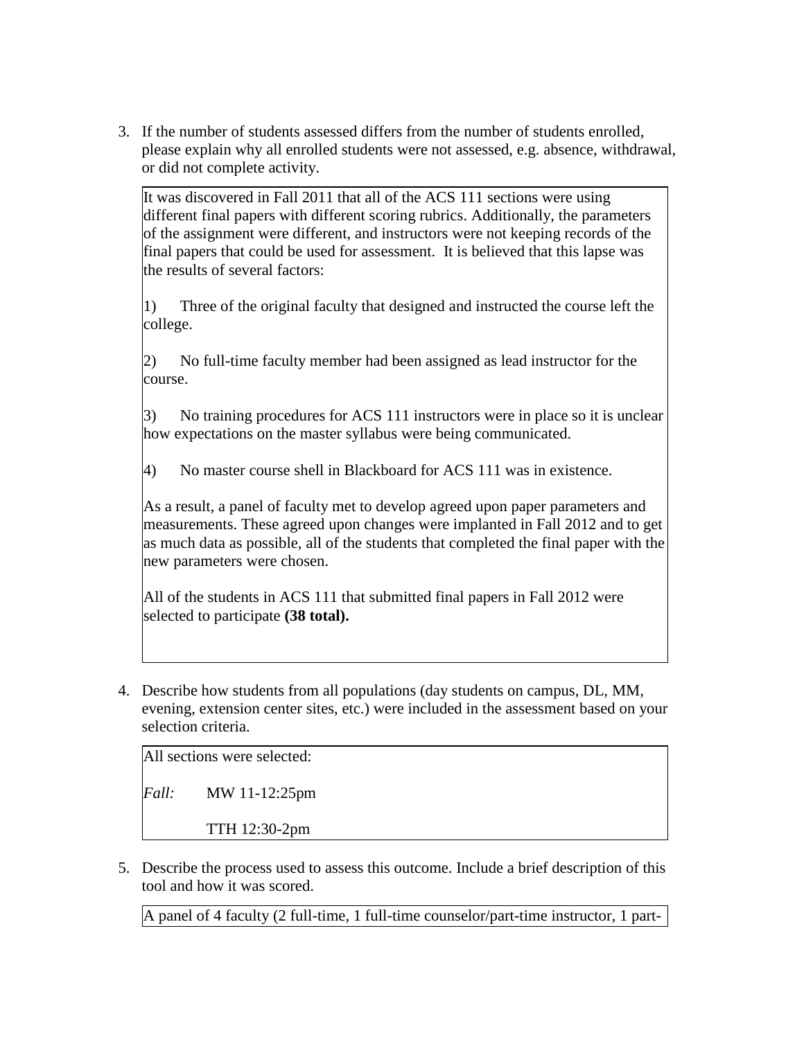3. If the number of students assessed differs from the number of students enrolled, please explain why all enrolled students were not assessed, e.g. absence, withdrawal, or did not complete activity.

> It was discovered in Fall 2011 that all of the ACS 111 sections were using different final papers with different scoring rubrics. Additionally, the parameters of the assignment were different, and instructors were not keeping records of the final papers that could be used for assessment. It is believed that this lapse was the results of several factors:
>
> 1) Three of the original faculty that designed and instructed the course left the college.
>
> 2) No full-time faculty member had been assigned as lead instructor for the course.
>
> 3) No training procedures for ACS 111 instructors were in place so it is unclear how expectations on the master syllabus were being communicated.
>
> 4) No master course shell in Blackboard for ACS 111 was in existence.
>
> As a result, a panel of faculty met to develop agreed upon paper parameters and measurements. These agreed upon changes were implanted in Fall 2012 and to get as much data as possible, all of the students that completed the final paper with the new parameters were chosen.
>
> All of the students in ACS 111 that submitted final papers in Fall 2012 were selected to participate **(38 total).**

4. Describe how students from all populations (day students on campus, DL, MM, evening, extension center sites, etc.) were included in the assessment based on your selection criteria.

> All sections were selected:
>
> *Fall:* MW 11-12:25pm
>
> TTH 12:30-2pm

5. Describe the process used to assess this outcome. Include a brief description of this tool and how it was scored.

> A panel of 4 faculty (2 full-time, 1 full-time counselor/part-time instructor, 1 part-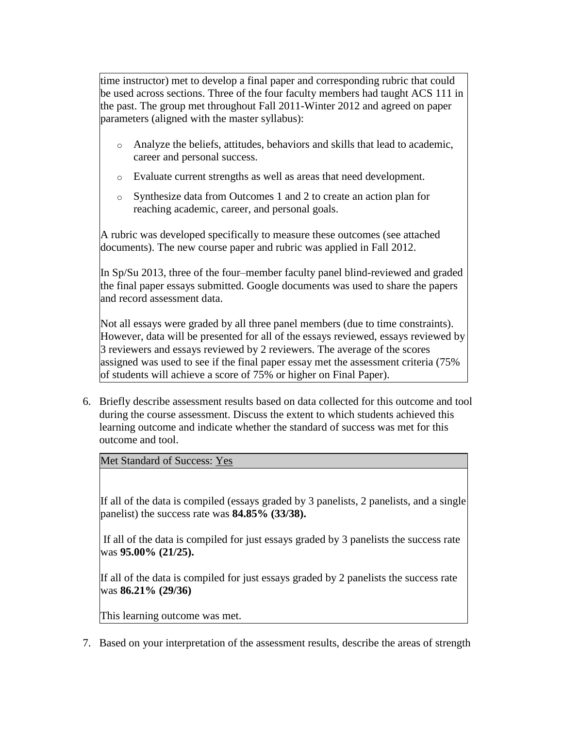time instructor) met to develop a final paper and corresponding rubric that could be used across sections. Three of the four faculty members had taught ACS 111 in the past. The group met throughout Fall 2011-Winter 2012 and agreed on paper parameters (aligned with the master syllabus):

- Analyze the beliefs, attitudes, behaviors and skills that lead to academic, career and personal success.
- Evaluate current strengths as well as areas that need development.
- Synthesize data from Outcomes 1 and 2 to create an action plan for reaching academic, career, and personal goals.

A rubric was developed specifically to measure these outcomes (see attached documents). The new course paper and rubric was applied in Fall 2012.

In Sp/Su 2013, three of the four–member faculty panel blind-reviewed and graded the final paper essays submitted. Google documents was used to share the papers and record assessment data.

Not all essays were graded by all three panel members (due to time constraints). However, data will be presented for all of the essays reviewed, essays reviewed by 3 reviewers and essays reviewed by 2 reviewers. The average of the scores assigned was used to see if the final paper essay met the assessment criteria (75% of students will achieve a score of 75% or higher on Final Paper).

6. Briefly describe assessment results based on data collected for this outcome and tool during the course assessment. Discuss the extent to which students achieved this learning outcome and indicate whether the standard of success was met for this outcome and tool.

Met Standard of Success: Yes

If all of the data is compiled (essays graded by 3 panelists, 2 panelists, and a single panelist) the success rate was **84.85% (33/38).**

If all of the data is compiled for just essays graded by 3 panelists the success rate was **95.00% (21/25).**

If all of the data is compiled for just essays graded by 2 panelists the success rate was **86.21% (29/36)**

This learning outcome was met.

7. Based on your interpretation of the assessment results, describe the areas of strength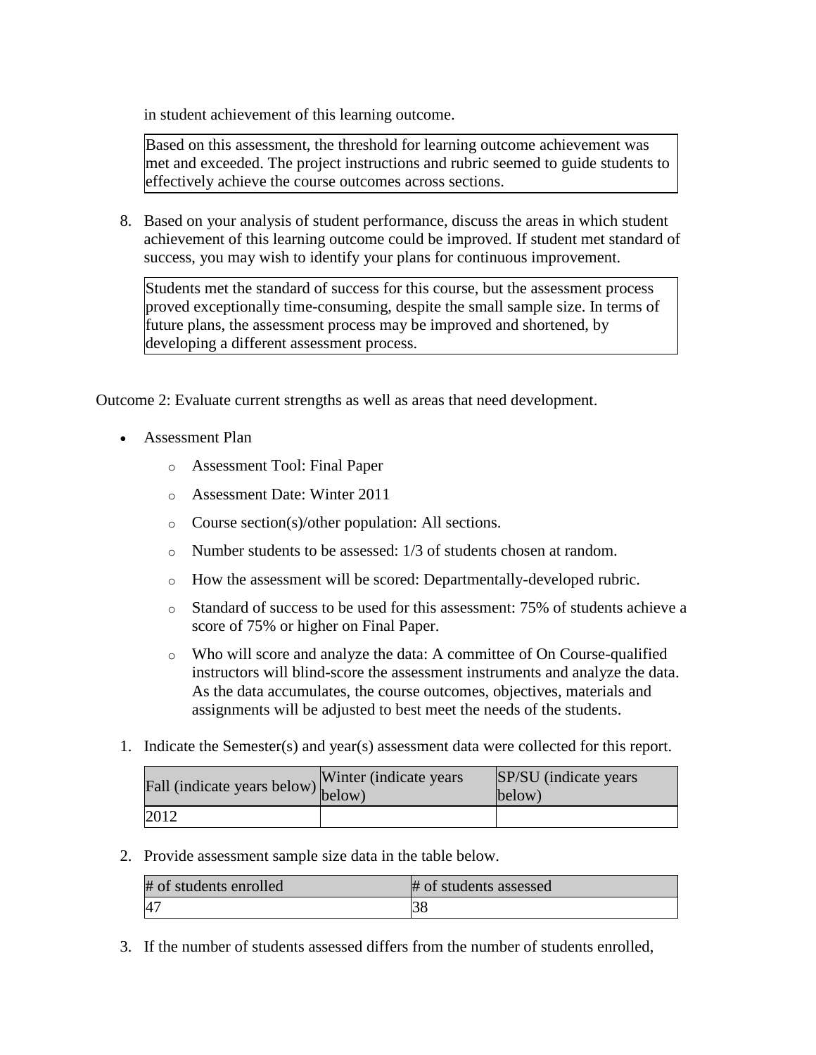in student achievement of this learning outcome.

| Based on this assessment, the threshold for learning outcome achievement was met and exceeded. The project instructions and rubric seemed to guide students to effectively achieve the course outcomes across sections. |
|---|

8. Based on your analysis of student performance, discuss the areas in which student achievement of this learning outcome could be improved. If student met standard of success, you may wish to identify your plans for continuous improvement.

| Students met the standard of success for this course, but the assessment process proved exceptionally time-consuming, despite the small sample size. In terms of future plans, the assessment process may be improved and shortened, by developing a different assessment process. |
|---|

Outcome 2: Evaluate current strengths as well as areas that need development.

- Assessment Plan
  - Assessment Tool: Final Paper
  - Assessment Date: Winter 2011
  - Course section(s)/other population: All sections.
  - Number students to be assessed: 1/3 of students chosen at random.
  - How the assessment will be scored: Departmentally-developed rubric.
  - Standard of success to be used for this assessment: 75% of students achieve a score of 75% or higher on Final Paper.
  - Who will score and analyze the data: A committee of On Course-qualified instructors will blind-score the assessment instruments and analyze the data. As the data accumulates, the course outcomes, objectives, materials and assignments will be adjusted to best meet the needs of the students.

1. Indicate the Semester(s) and year(s) assessment data were collected for this report.

| Fall (indicate years below) | Winter (indicate years below) | SP/SU (indicate years below) |
|---|---|---|
| 2012 | | |

2. Provide assessment sample size data in the table below.

| # of students enrolled | # of students assessed |
|---|---|
| 47 | 38 |

3. If the number of students assessed differs from the number of students enrolled,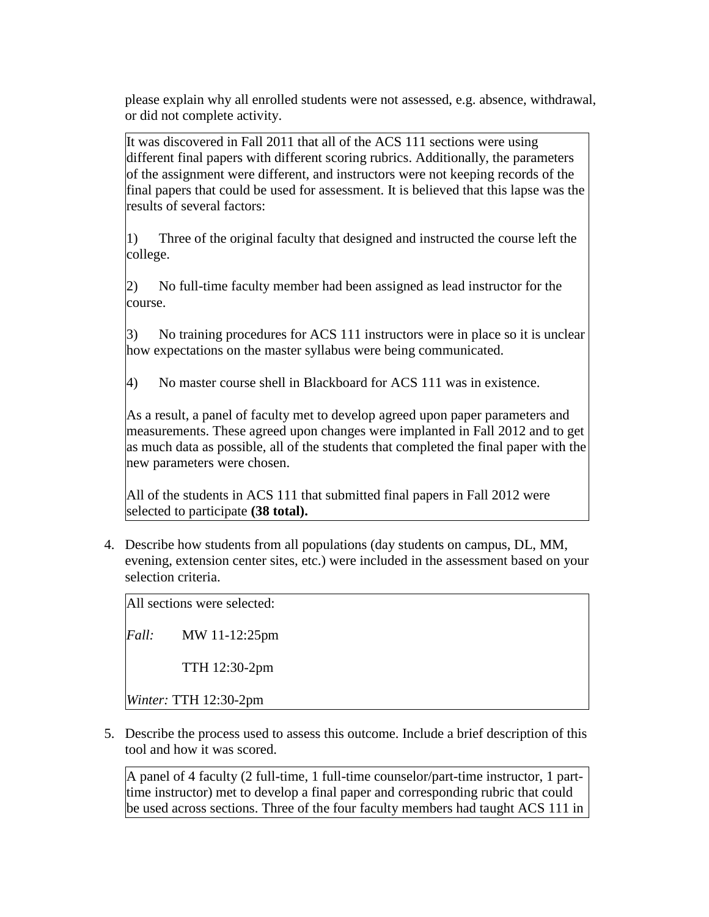please explain why all enrolled students were not assessed, e.g. absence, withdrawal, or did not complete activity.

> It was discovered in Fall 2011 that all of the ACS 111 sections were using different final papers with different scoring rubrics. Additionally, the parameters of the assignment were different, and instructors were not keeping records of the final papers that could be used for assessment. It is believed that this lapse was the results of several factors:
>
> 1) Three of the original faculty that designed and instructed the course left the college.
>
> 2) No full-time faculty member had been assigned as lead instructor for the course.
>
> 3) No training procedures for ACS 111 instructors were in place so it is unclear how expectations on the master syllabus were being communicated.
>
> 4) No master course shell in Blackboard for ACS 111 was in existence.
>
> As a result, a panel of faculty met to develop agreed upon paper parameters and measurements. These agreed upon changes were implanted in Fall 2012 and to get as much data as possible, all of the students that completed the final paper with the new parameters were chosen.
>
> All of the students in ACS 111 that submitted final papers in Fall 2012 were selected to participate **(38 total).**

4. Describe how students from all populations (day students on campus, DL, MM, evening, extension center sites, etc.) were included in the assessment based on your selection criteria.

> All sections were selected:
>
> *Fall:* MW 11-12:25pm
>
> TTH 12:30-2pm
>
> *Winter:* TTH 12:30-2pm

5. Describe the process used to assess this outcome. Include a brief description of this tool and how it was scored.

> A panel of 4 faculty (2 full-time, 1 full-time counselor/part-time instructor, 1 part-time instructor) met to develop a final paper and corresponding rubric that could be used across sections. Three of the four faculty members had taught ACS 111 in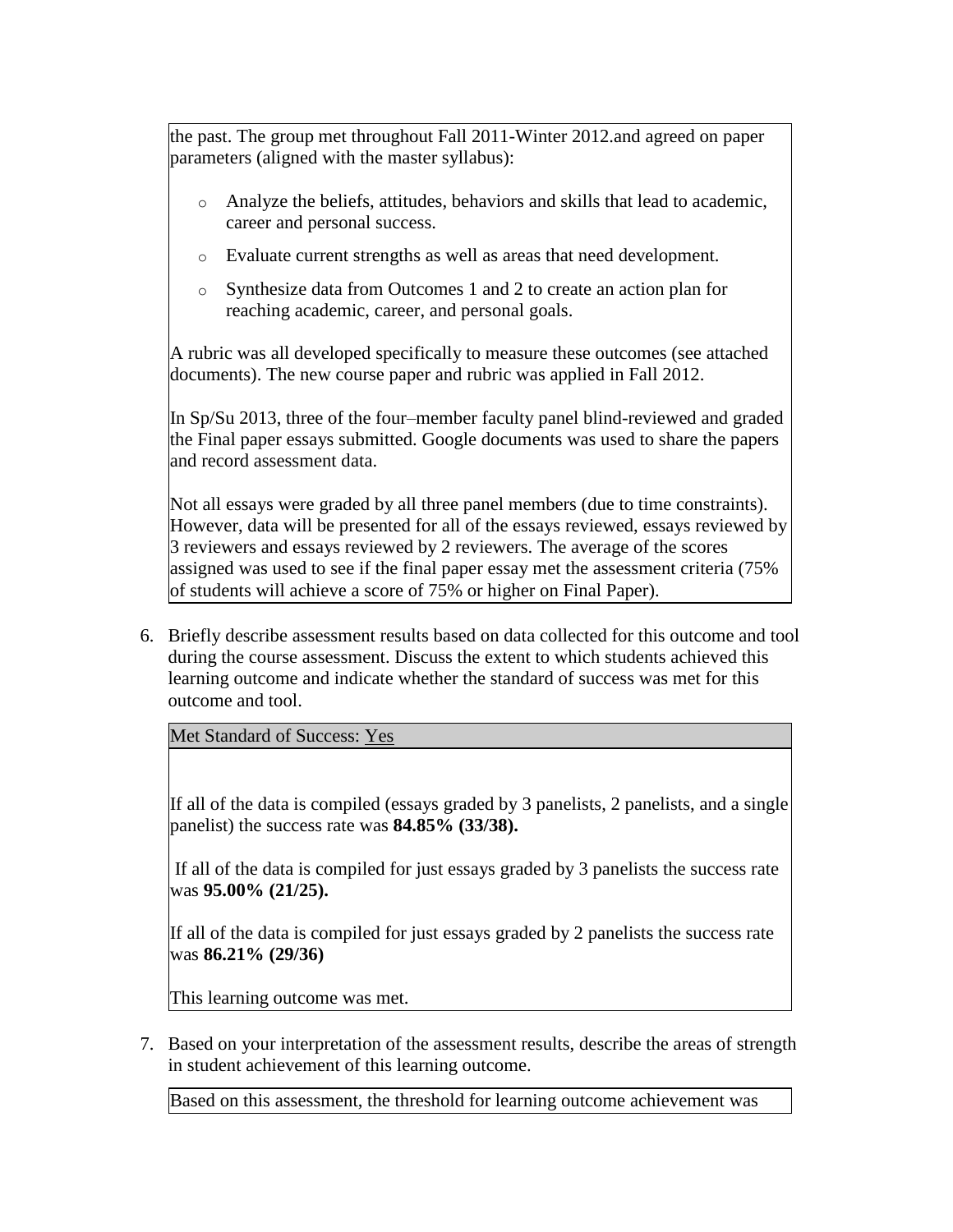the past. The group met throughout Fall 2011-Winter 2012.and agreed on paper parameters (aligned with the master syllabus):

- Analyze the beliefs, attitudes, behaviors and skills that lead to academic, career and personal success.
- Evaluate current strengths as well as areas that need development.
- Synthesize data from Outcomes 1 and 2 to create an action plan for reaching academic, career, and personal goals.

A rubric was all developed specifically to measure these outcomes (see attached documents). The new course paper and rubric was applied in Fall 2012.

In Sp/Su 2013, three of the four–member faculty panel blind-reviewed and graded the Final paper essays submitted. Google documents was used to share the papers and record assessment data.

Not all essays were graded by all three panel members (due to time constraints). However, data will be presented for all of the essays reviewed, essays reviewed by 3 reviewers and essays reviewed by 2 reviewers. The average of the scores assigned was used to see if the final paper essay met the assessment criteria (75% of students will achieve a score of 75% or higher on Final Paper).

6. Briefly describe assessment results based on data collected for this outcome and tool during the course assessment. Discuss the extent to which students achieved this learning outcome and indicate whether the standard of success was met for this outcome and tool.

Met Standard of Success: Yes

If all of the data is compiled (essays graded by 3 panelists, 2 panelists, and a single panelist) the success rate was **84.85% (33/38).**

If all of the data is compiled for just essays graded by 3 panelists the success rate was **95.00% (21/25).**

If all of the data is compiled for just essays graded by 2 panelists the success rate was **86.21% (29/36)**

This learning outcome was met.

7. Based on your interpretation of the assessment results, describe the areas of strength in student achievement of this learning outcome.

Based on this assessment, the threshold for learning outcome achievement was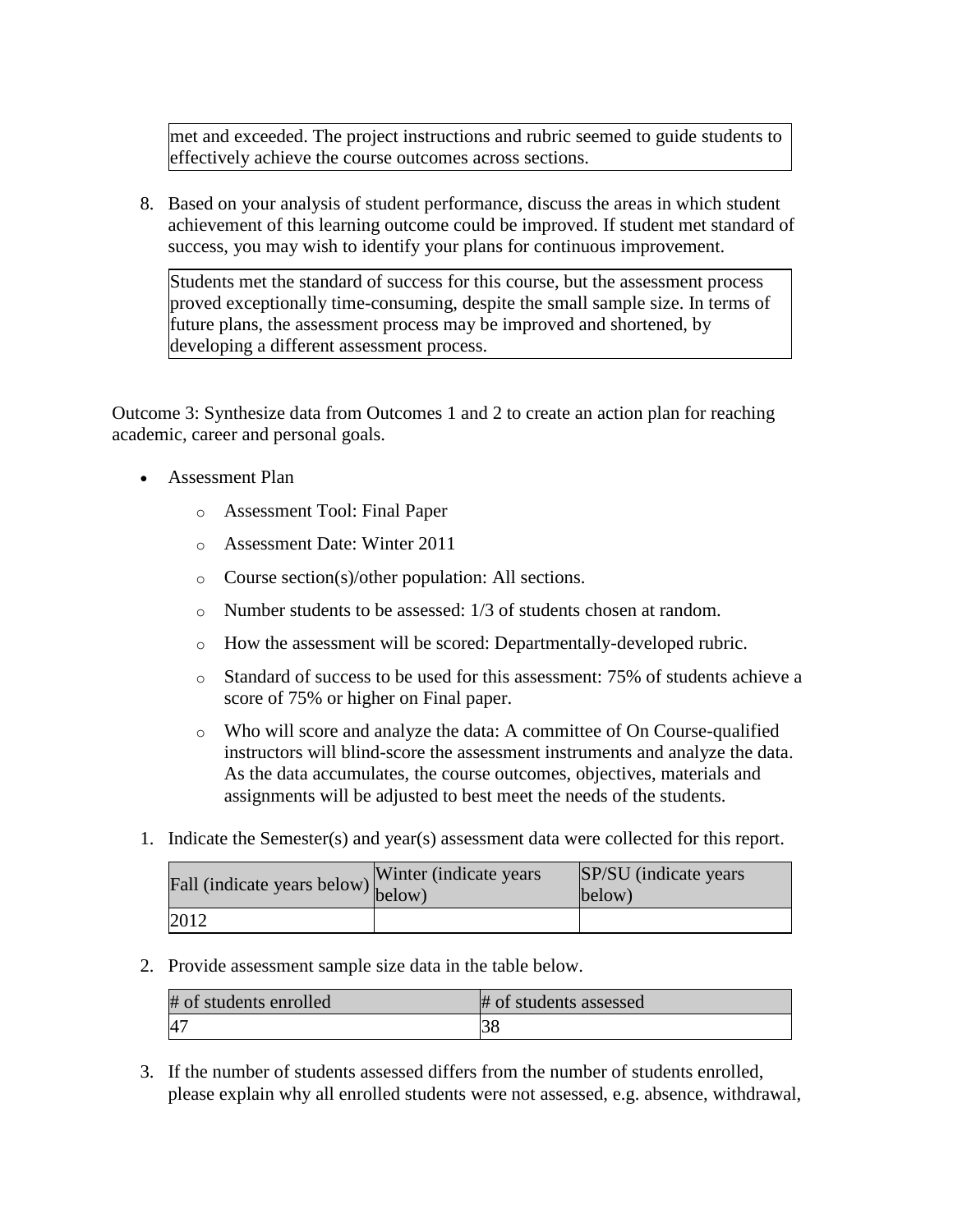| met and exceeded. The project instructions and rubric seemed to guide students to effectively achieve the course outcomes across sections. |
|---|

8. Based on your analysis of student performance, discuss the areas in which student achievement of this learning outcome could be improved. If student met standard of success, you may wish to identify your plans for continuous improvement.

| Students met the standard of success for this course, but the assessment process proved exceptionally time-consuming, despite the small sample size. In terms of future plans, the assessment process may be improved and shortened, by developing a different assessment process. |
|---|

Outcome 3: Synthesize data from Outcomes 1 and 2 to create an action plan for reaching academic, career and personal goals.

- Assessment Plan
  - Assessment Tool: Final Paper
  - Assessment Date: Winter 2011
  - Course section(s)/other population: All sections.
  - Number students to be assessed: 1/3 of students chosen at random.
  - How the assessment will be scored: Departmentally-developed rubric.
  - Standard of success to be used for this assessment: 75% of students achieve a score of 75% or higher on Final paper.
  - Who will score and analyze the data: A committee of On Course-qualified instructors will blind-score the assessment instruments and analyze the data. As the data accumulates, the course outcomes, objectives, materials and assignments will be adjusted to best meet the needs of the students.

1. Indicate the Semester(s) and year(s) assessment data were collected for this report.

| Fall (indicate years below) | Winter (indicate years below) | SP/SU (indicate years below) |
|---|---|---|
| 2012 | | |

2. Provide assessment sample size data in the table below.

| # of students enrolled | # of students assessed |
|---|---|
| 47 | 38 |

3. If the number of students assessed differs from the number of students enrolled, please explain why all enrolled students were not assessed, e.g. absence, withdrawal,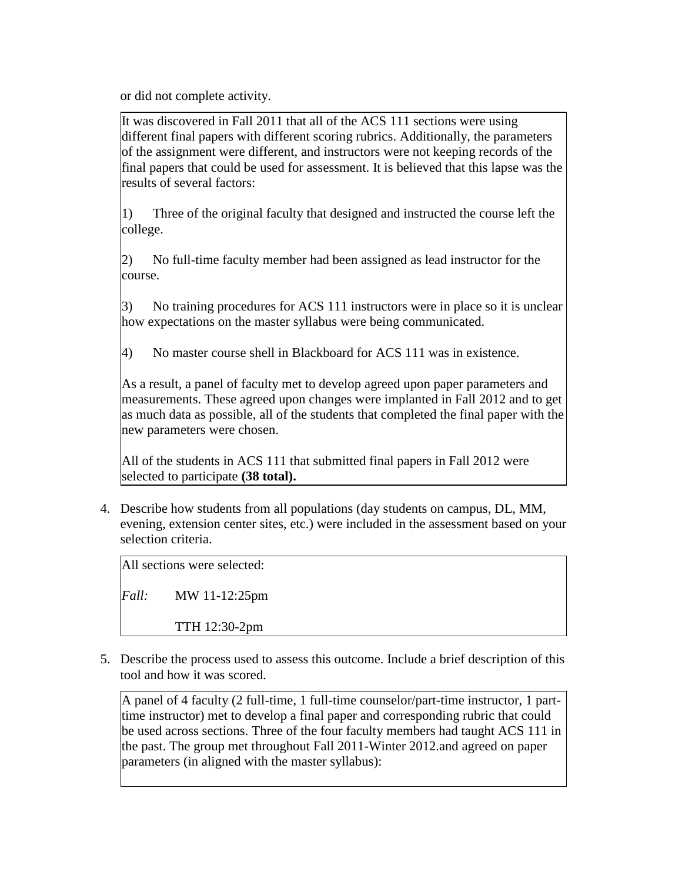or did not complete activity.

It was discovered in Fall 2011 that all of the ACS 111 sections were using different final papers with different scoring rubrics. Additionally, the parameters of the assignment were different, and instructors were not keeping records of the final papers that could be used for assessment. It is believed that this lapse was the results of several factors:

1) Three of the original faculty that designed and instructed the course left the college.

2) No full-time faculty member had been assigned as lead instructor for the course.

3) No training procedures for ACS 111 instructors were in place so it is unclear how expectations on the master syllabus were being communicated.

4) No master course shell in Blackboard for ACS 111 was in existence.

As a result, a panel of faculty met to develop agreed upon paper parameters and measurements. These agreed upon changes were implanted in Fall 2012 and to get as much data as possible, all of the students that completed the final paper with the new parameters were chosen.

All of the students in ACS 111 that submitted final papers in Fall 2012 were selected to participate **(38 total).**

4. Describe how students from all populations (day students on campus, DL, MM, evening, extension center sites, etc.) were included in the assessment based on your selection criteria.

All sections were selected:

*Fall:* MW 11-12:25pm

TTH 12:30-2pm

5. Describe the process used to assess this outcome. Include a brief description of this tool and how it was scored.

A panel of 4 faculty (2 full-time, 1 full-time counselor/part-time instructor, 1 part-time instructor) met to develop a final paper and corresponding rubric that could be used across sections. Three of the four faculty members had taught ACS 111 in the past. The group met throughout Fall 2011-Winter 2012.and agreed on paper parameters (in aligned with the master syllabus):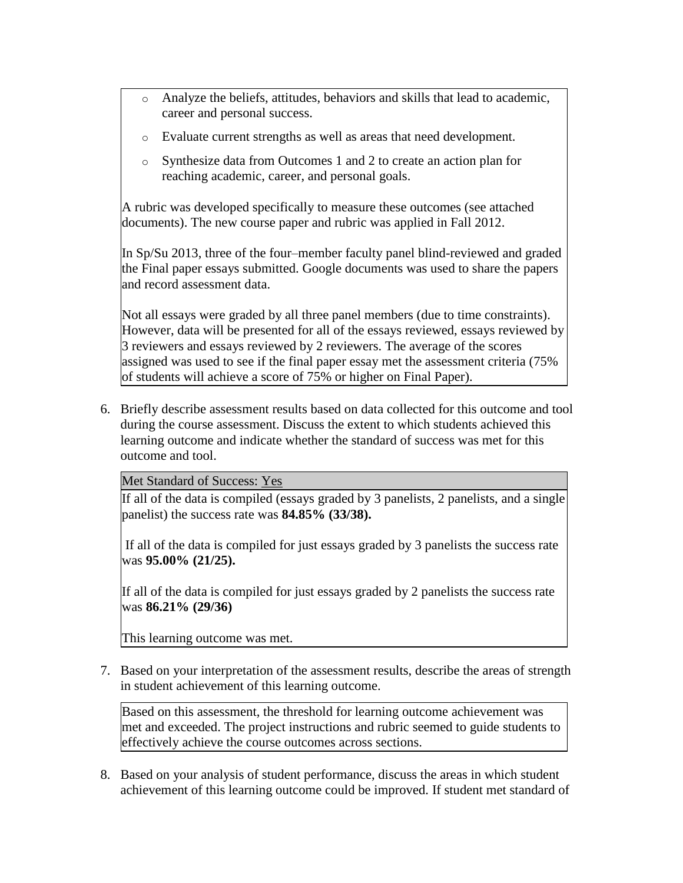- Analyze the beliefs, attitudes, behaviors and skills that lead to academic, career and personal success.
- Evaluate current strengths as well as areas that need development.
- Synthesize data from Outcomes 1 and 2 to create an action plan for reaching academic, career, and personal goals.

A rubric was developed specifically to measure these outcomes (see attached documents). The new course paper and rubric was applied in Fall 2012.

In Sp/Su 2013, three of the four–member faculty panel blind-reviewed and graded the Final paper essays submitted. Google documents was used to share the papers and record assessment data.

Not all essays were graded by all three panel members (due to time constraints). However, data will be presented for all of the essays reviewed, essays reviewed by 3 reviewers and essays reviewed by 2 reviewers. The average of the scores assigned was used to see if the final paper essay met the assessment criteria (75% of students will achieve a score of 75% or higher on Final Paper).

6. Briefly describe assessment results based on data collected for this outcome and tool during the course assessment. Discuss the extent to which students achieved this learning outcome and indicate whether the standard of success was met for this outcome and tool.

Met Standard of Success: Yes

If all of the data is compiled (essays graded by 3 panelists, 2 panelists, and a single panelist) the success rate was **84.85% (33/38).**

If all of the data is compiled for just essays graded by 3 panelists the success rate was **95.00% (21/25).**

If all of the data is compiled for just essays graded by 2 panelists the success rate was **86.21% (29/36)**

This learning outcome was met.

7. Based on your interpretation of the assessment results, describe the areas of strength in student achievement of this learning outcome.

Based on this assessment, the threshold for learning outcome achievement was met and exceeded. The project instructions and rubric seemed to guide students to effectively achieve the course outcomes across sections.

8. Based on your analysis of student performance, discuss the areas in which student achievement of this learning outcome could be improved. If student met standard of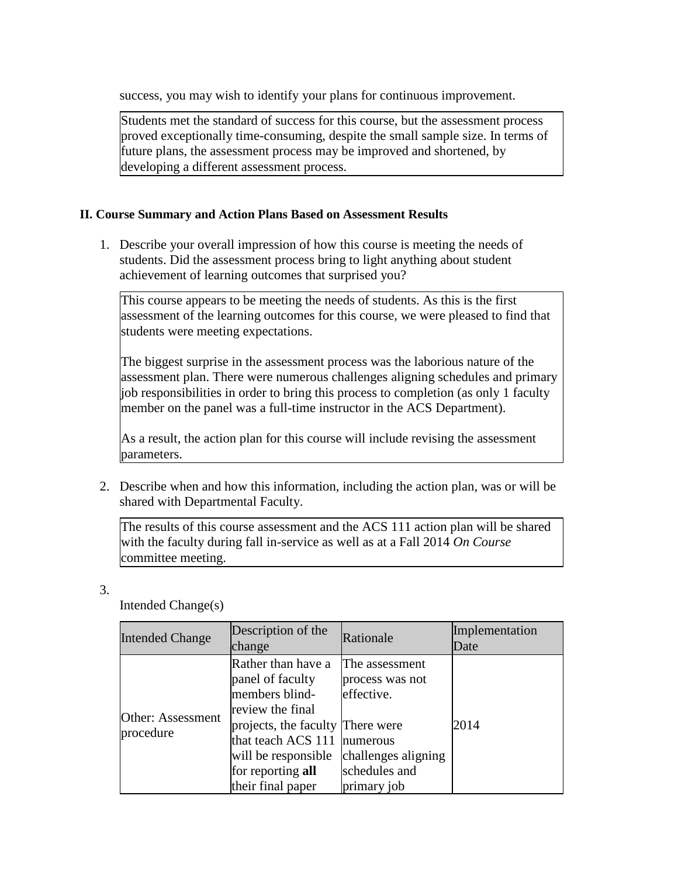success, you may wish to identify your plans for continuous improvement.

Students met the standard of success for this course, but the assessment process proved exceptionally time-consuming, despite the small sample size. In terms of future plans, the assessment process may be improved and shortened, by developing a different assessment process.

**II. Course Summary and Action Plans Based on Assessment Results**

1. Describe your overall impression of how this course is meeting the needs of students. Did the assessment process bring to light anything about student achievement of learning outcomes that surprised you?

This course appears to be meeting the needs of students. As this is the first assessment of the learning outcomes for this course, we were pleased to find that students were meeting expectations.

The biggest surprise in the assessment process was the laborious nature of the assessment plan. There were numerous challenges aligning schedules and primary job responsibilities in order to bring this process to completion (as only 1 faculty member on the panel was a full-time instructor in the ACS Department).

As a result, the action plan for this course will include revising the assessment parameters.

2. Describe when and how this information, including the action plan, was or will be shared with Departmental Faculty.

The results of this course assessment and the ACS 111 action plan will be shared with the faculty during fall in-service as well as at a Fall 2014 *On Course* committee meeting.

3. Intended Change(s)

| Intended Change | Description of the change | Rationale | Implementation Date |
|---|---|---|---|
| Other: Assessment procedure | Rather than have a panel of faculty members blind-review the final projects, the faculty that teach ACS 111 will be responsible for reporting **all** their final paper | The assessment process was not effective.<br><br>There were numerous challenges aligning schedules and primary job | 2014 |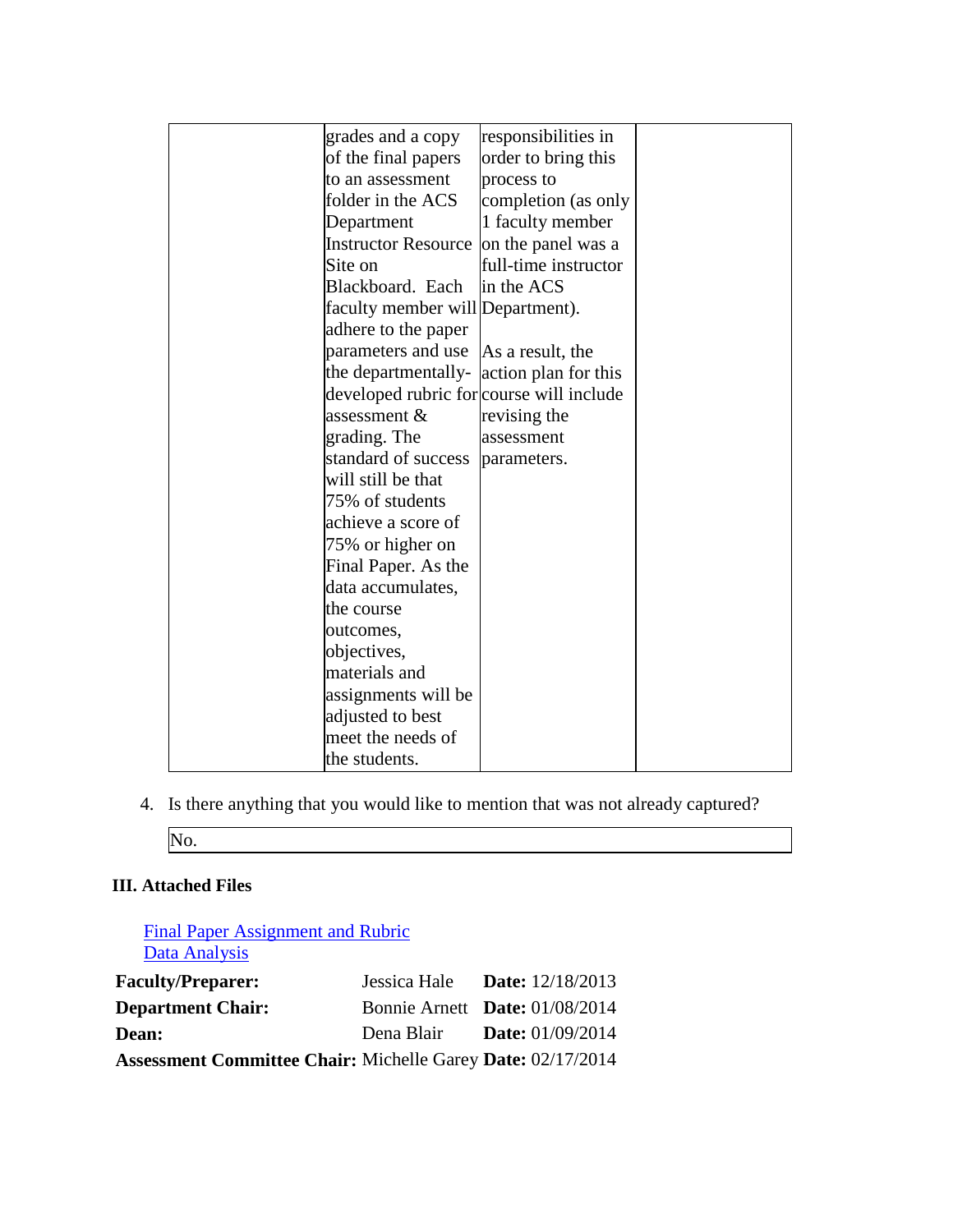| | | | |
|---|---|---|---|
| | grades and a copy of the final papers to an assessment folder in the ACS Department Instructor Resource Site on Blackboard. Each faculty member will adhere to the paper parameters and use the departmentally-developed rubric for assessment & grading. The standard of success will still be that 75% of students achieve a score of 75% or higher on Final Paper. As the data accumulates, the course outcomes, objectives, materials and assignments will be adjusted to best meet the needs of the students. | responsibilities in order to bring this process to completion (as only 1 faculty member on the panel was a full-time instructor in the ACS Department).<br><br>As a result, the action plan for this course will include revising the assessment parameters. | |

4. Is there anything that you would like to mention that was not already captured?

| |
|---|
| No. |

**III. Attached Files**

[Final Paper Assignment and Rubric]
[Data Analysis]

| | | |
|---|---|---|
| **Faculty/Preparer:** | Jessica Hale | **Date:** 12/18/2013 |
| **Department Chair:** | Bonnie Arnett | **Date:** 01/08/2014 |
| **Dean:** | Dena Blair | **Date:** 01/09/2014 |
| **Assessment Committee Chair:** | Michelle Garey | **Date:** 02/17/2014 |